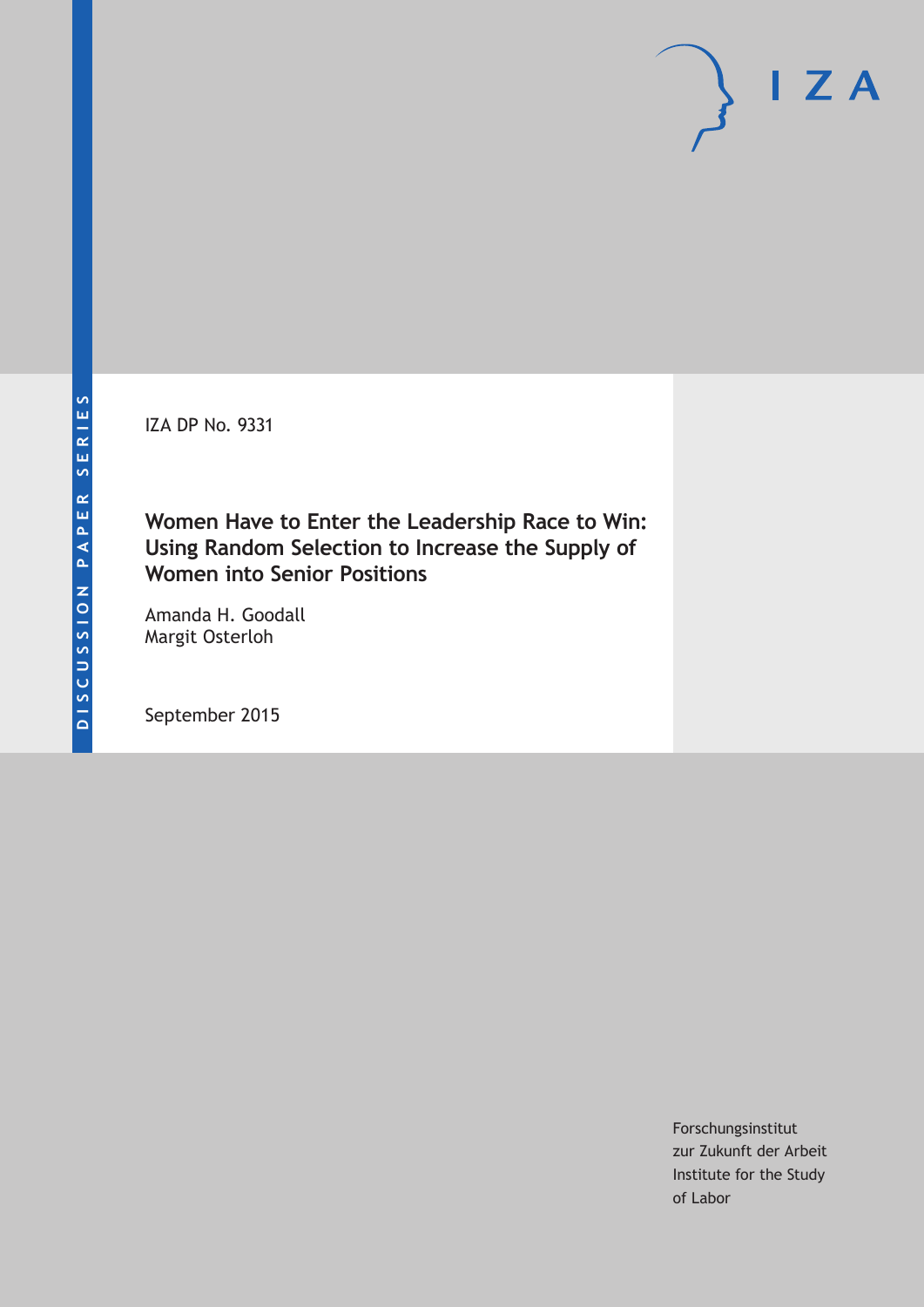DISCUSSION PAPER SERIES

IZA DP No. 9331

# Women Have to Enter the Leadership Race to Win: Using Random Selection to Increase the Supply of Women into Senior Positions

Amanda H. Goodall
Margit Osterloh

September 2015

Forschungsinstitut
zur Zukunft der Arbeit
Institute for the Study
of Labor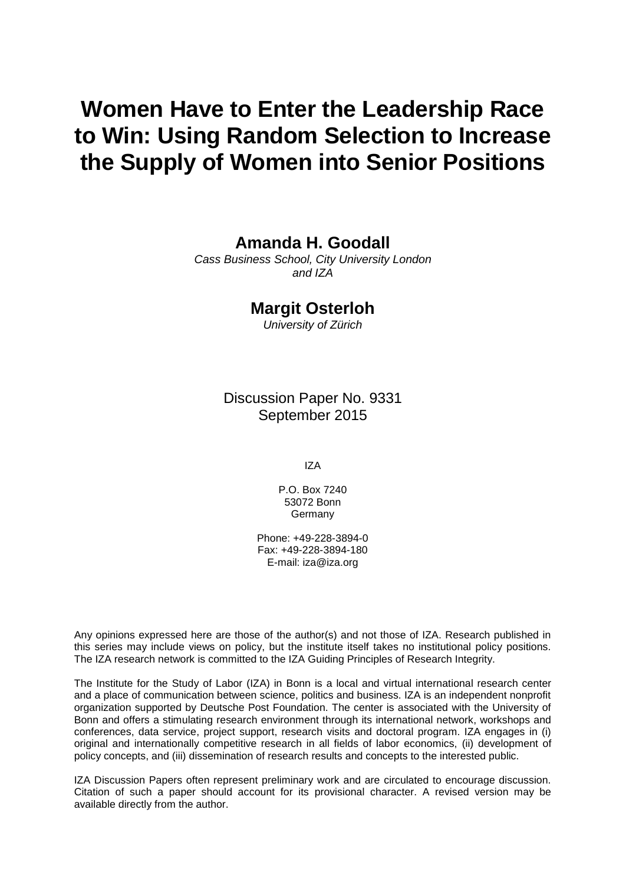# Women Have to Enter the Leadership Race to Win: Using Random Selection to Increase the Supply of Women into Senior Positions

**Amanda H. Goodall**
*Cass Business School, City University London and IZA*

**Margit Osterloh**
*University of Zürich*

Discussion Paper No. 9331
September 2015

IZA

P.O. Box 7240
53072 Bonn
Germany

Phone: +49-228-3894-0
Fax: +49-228-3894-180
E-mail: iza@iza.org

Any opinions expressed here are those of the author(s) and not those of IZA. Research published in this series may include views on policy, but the institute itself takes no institutional policy positions. The IZA research network is committed to the IZA Guiding Principles of Research Integrity.

The Institute for the Study of Labor (IZA) in Bonn is a local and virtual international research center and a place of communication between science, politics and business. IZA is an independent nonprofit organization supported by Deutsche Post Foundation. The center is associated with the University of Bonn and offers a stimulating research environment through its international network, workshops and conferences, data service, project support, research visits and doctoral program. IZA engages in (i) original and internationally competitive research in all fields of labor economics, (ii) development of policy concepts, and (iii) dissemination of research results and concepts to the interested public.

IZA Discussion Papers often represent preliminary work and are circulated to encourage discussion. Citation of such a paper should account for its provisional character. A revised version may be available directly from the author.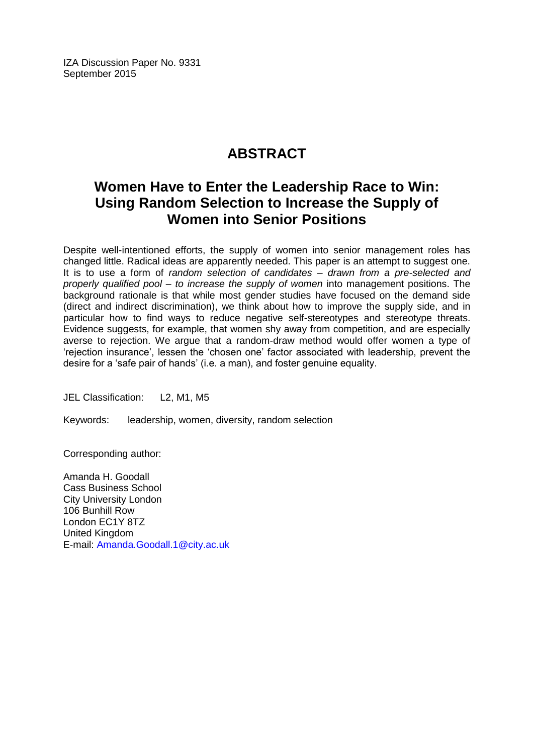IZA Discussion Paper No. 9331
September 2015

# ABSTRACT

## Women Have to Enter the Leadership Race to Win: Using Random Selection to Increase the Supply of Women into Senior Positions

Despite well-intentioned efforts, the supply of women into senior management roles has changed little. Radical ideas are apparently needed. This paper is an attempt to suggest one. It is to use a form of *random selection of candidates – drawn from a pre-selected and properly qualified pool – to increase the supply of women* into management positions. The background rationale is that while most gender studies have focused on the demand side (direct and indirect discrimination), we think about how to improve the supply side, and in particular how to find ways to reduce negative self-stereotypes and stereotype threats. Evidence suggests, for example, that women shy away from competition, and are especially averse to rejection. We argue that a random-draw method would offer women a type of 'rejection insurance', lessen the 'chosen one' factor associated with leadership, prevent the desire for a 'safe pair of hands' (i.e. a man), and foster genuine equality.

JEL Classification: L2, M1, M5

Keywords: leadership, women, diversity, random selection

Corresponding author:

Amanda H. Goodall
Cass Business School
City University London
106 Bunhill Row
London EC1Y 8TZ
United Kingdom
E-mail: Amanda.Goodall.1@city.ac.uk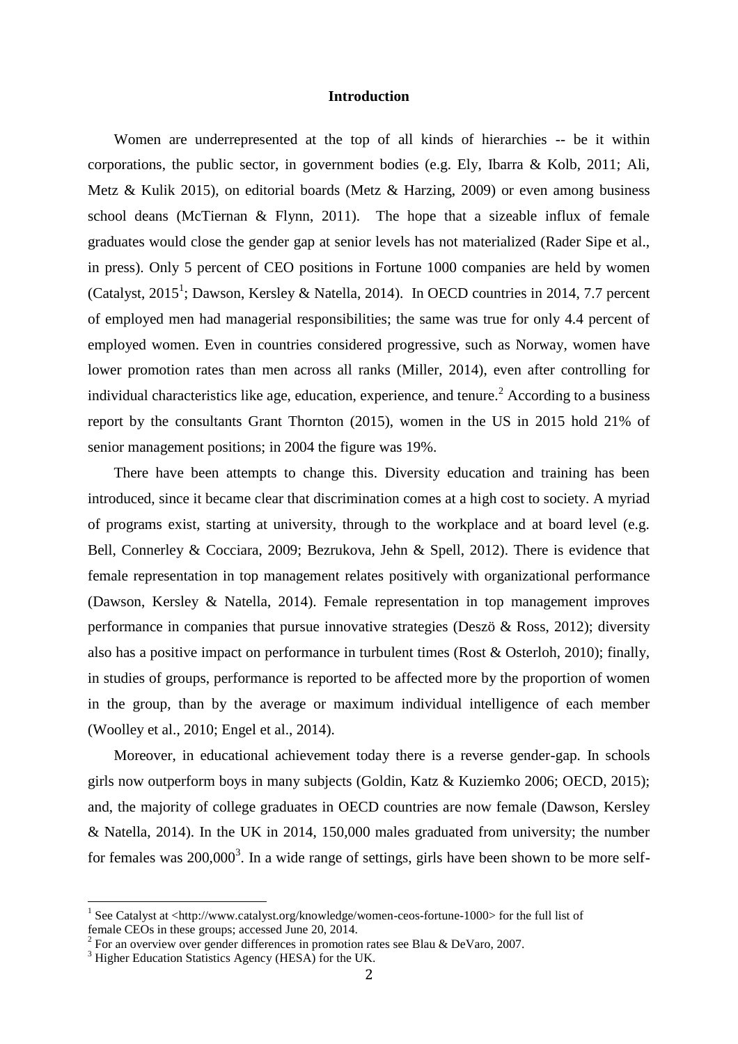## Introduction

Women are underrepresented at the top of all kinds of hierarchies -- be it within corporations, the public sector, in government bodies (e.g. Ely, Ibarra & Kolb, 2011; Ali, Metz & Kulik 2015), on editorial boards (Metz & Harzing, 2009) or even among business school deans (McTiernan & Flynn, 2011). The hope that a sizeable influx of female graduates would close the gender gap at senior levels has not materialized (Rader Sipe et al., in press). Only 5 percent of CEO positions in Fortune 1000 companies are held by women (Catalyst, 2015[1]; Dawson, Kersley & Natella, 2014). In OECD countries in 2014, 7.7 percent of employed men had managerial responsibilities; the same was true for only 4.4 percent of employed women. Even in countries considered progressive, such as Norway, women have lower promotion rates than men across all ranks (Miller, 2014), even after controlling for individual characteristics like age, education, experience, and tenure.[2] According to a business report by the consultants Grant Thornton (2015), women in the US in 2015 hold 21% of senior management positions; in 2004 the figure was 19%.

There have been attempts to change this. Diversity education and training has been introduced, since it became clear that discrimination comes at a high cost to society. A myriad of programs exist, starting at university, through to the workplace and at board level (e.g. Bell, Connerley & Cocciara, 2009; Bezrukova, Jehn & Spell, 2012). There is evidence that female representation in top management relates positively with organizational performance (Dawson, Kersley & Natella, 2014). Female representation in top management improves performance in companies that pursue innovative strategies (Deszö & Ross, 2012); diversity also has a positive impact on performance in turbulent times (Rost & Osterloh, 2010); finally, in studies of groups, performance is reported to be affected more by the proportion of women in the group, than by the average or maximum individual intelligence of each member (Woolley et al., 2010; Engel et al., 2014).

Moreover, in educational achievement today there is a reverse gender-gap. In schools girls now outperform boys in many subjects (Goldin, Katz & Kuziemko 2006; OECD, 2015); and, the majority of college graduates in OECD countries are now female (Dawson, Kersley & Natella, 2014). In the UK in 2014, 150,000 males graduated from university; the number for females was 200,000[3]. In a wide range of settings, girls have been shown to be more self-

---

[1] See Catalyst at <http://www.catalyst.org/knowledge/women-ceos-fortune-1000> for the full list of female CEOs in these groups; accessed June 20, 2014.

[2] For an overview over gender differences in promotion rates see Blau & DeVaro, 2007.

[3] Higher Education Statistics Agency (HESA) for the UK.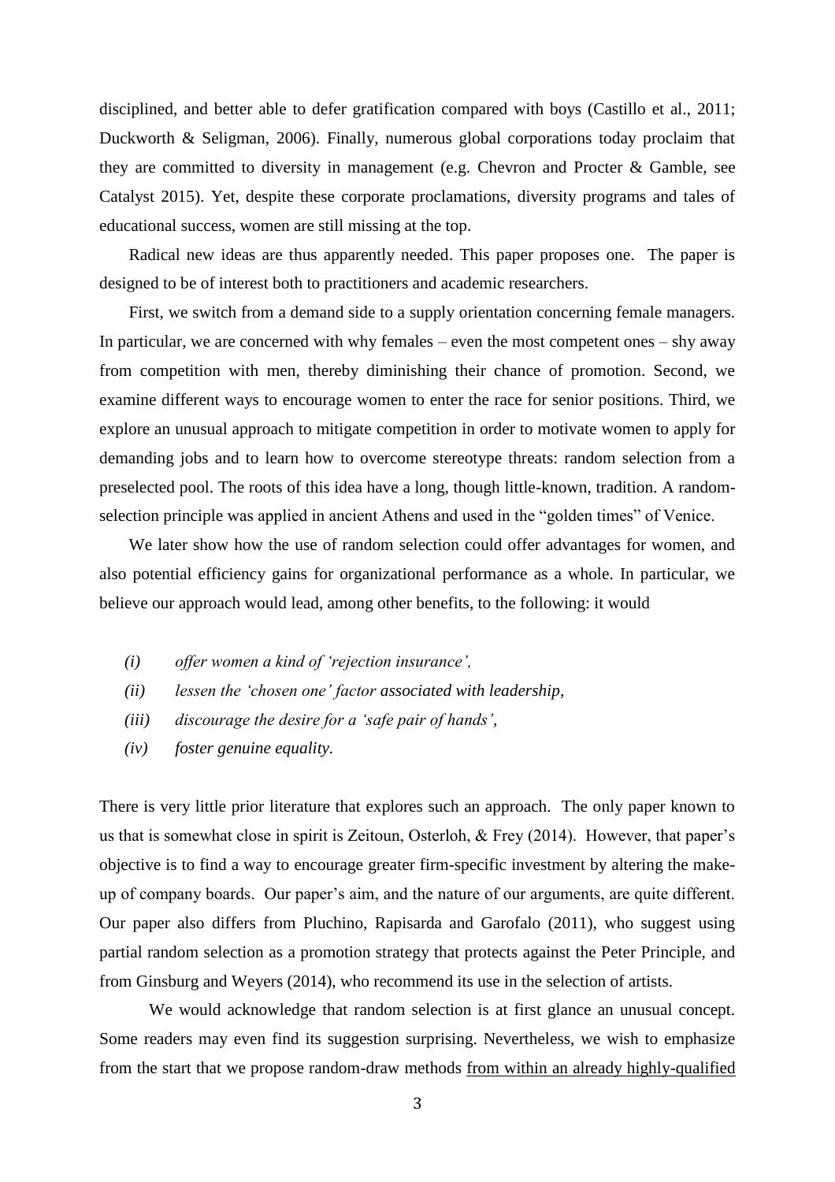disciplined, and better able to defer gratification compared with boys (Castillo et al., 2011; Duckworth & Seligman, 2006). Finally, numerous global corporations today proclaim that they are committed to diversity in management (e.g. Chevron and Procter & Gamble, see Catalyst 2015). Yet, despite these corporate proclamations, diversity programs and tales of educational success, women are still missing at the top.

Radical new ideas are thus apparently needed. This paper proposes one. The paper is designed to be of interest both to practitioners and academic researchers.

First, we switch from a demand side to a supply orientation concerning female managers. In particular, we are concerned with why females – even the most competent ones – shy away from competition with men, thereby diminishing their chance of promotion. Second, we examine different ways to encourage women to enter the race for senior positions. Third, we explore an unusual approach to mitigate competition in order to motivate women to apply for demanding jobs and to learn how to overcome stereotype threats: random selection from a preselected pool. The roots of this idea have a long, though little-known, tradition. A random-selection principle was applied in ancient Athens and used in the "golden times" of Venice.

We later show how the use of random selection could offer advantages for women, and also potential efficiency gains for organizational performance as a whole. In particular, we believe our approach would lead, among other benefits, to the following: it would

*(i)* *offer women a kind of 'rejection insurance',*

*(ii)* *lessen the 'chosen one' factor associated with leadership,*

*(iii)* *discourage the desire for a 'safe pair of hands',*

*(iv)* *foster genuine equality.*

There is very little prior literature that explores such an approach. The only paper known to us that is somewhat close in spirit is Zeitoun, Osterloh, & Frey (2014). However, that paper's objective is to find a way to encourage greater firm-specific investment by altering the make-up of company boards. Our paper's aim, and the nature of our arguments, are quite different. Our paper also differs from Pluchino, Rapisarda and Garofalo (2011), who suggest using partial random selection as a promotion strategy that protects against the Peter Principle, and from Ginsburg and Weyers (2014), who recommend its use in the selection of artists.

We would acknowledge that random selection is at first glance an unusual concept. Some readers may even find its suggestion surprising. Nevertheless, we wish to emphasize from the start that we propose random-draw methods <u>from within an already highly-qualified</u>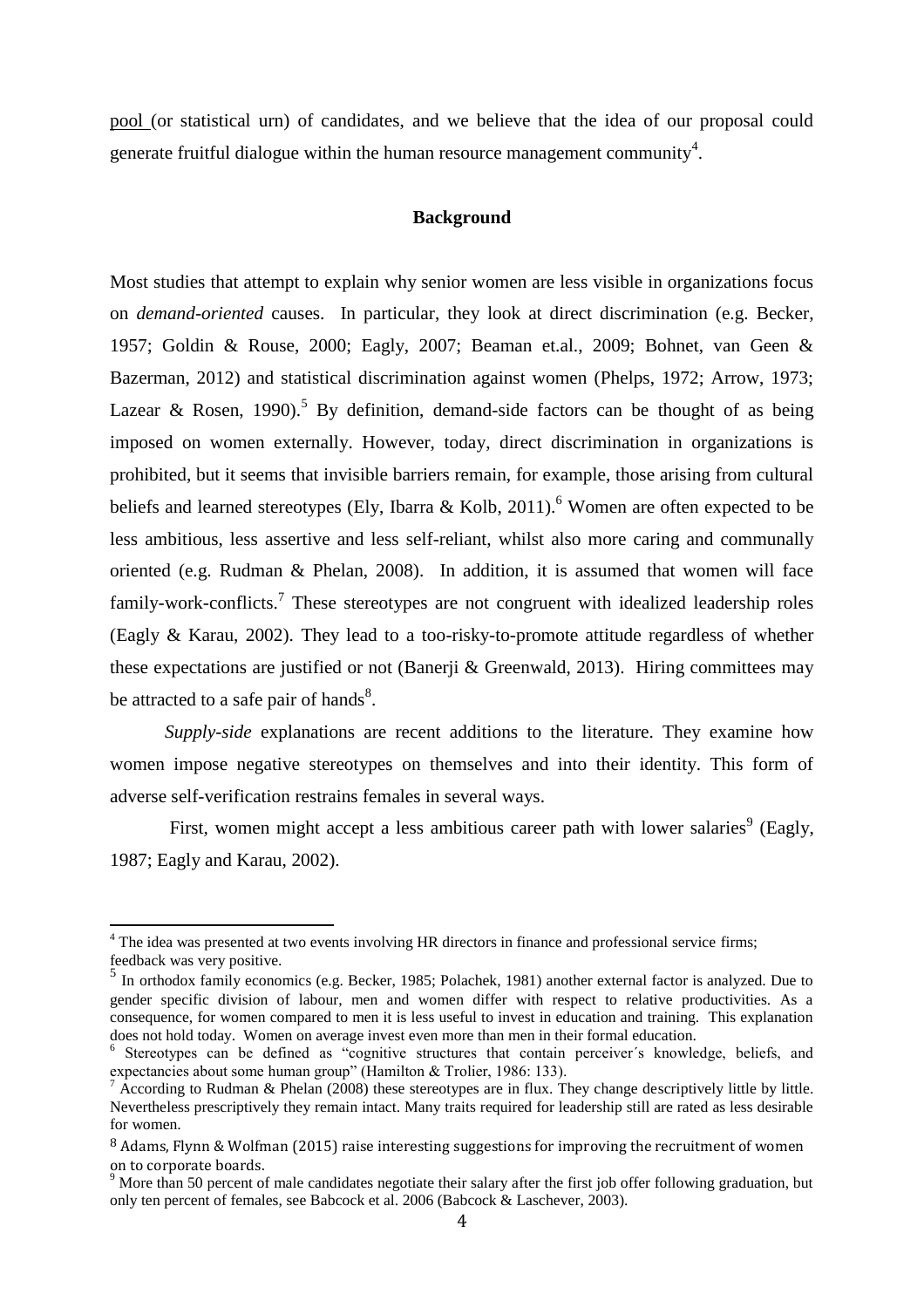pool (or statistical urn) of candidates, and we believe that the idea of our proposal could generate fruitful dialogue within the human resource management community[4].

## Background

Most studies that attempt to explain why senior women are less visible in organizations focus on *demand-oriented* causes. In particular, they look at direct discrimination (e.g. Becker, 1957; Goldin & Rouse, 2000; Eagly, 2007; Beaman et.al., 2009; Bohnet, van Geen & Bazerman, 2012) and statistical discrimination against women (Phelps, 1972; Arrow, 1973; Lazear & Rosen, 1990).[5] By definition, demand-side factors can be thought of as being imposed on women externally. However, today, direct discrimination in organizations is prohibited, but it seems that invisible barriers remain, for example, those arising from cultural beliefs and learned stereotypes (Ely, Ibarra & Kolb, 2011).[6] Women are often expected to be less ambitious, less assertive and less self-reliant, whilst also more caring and communally oriented (e.g. Rudman & Phelan, 2008). In addition, it is assumed that women will face family-work-conflicts.[7] These stereotypes are not congruent with idealized leadership roles (Eagly & Karau, 2002). They lead to a too-risky-to-promote attitude regardless of whether these expectations are justified or not (Banerji & Greenwald, 2013). Hiring committees may be attracted to a safe pair of hands[8].

*Supply-side* explanations are recent additions to the literature. They examine how women impose negative stereotypes on themselves and into their identity. This form of adverse self-verification restrains females in several ways.

First, women might accept a less ambitious career path with lower salaries[9] (Eagly, 1987; Eagly and Karau, 2002).

---

[4] The idea was presented at two events involving HR directors in finance and professional service firms; feedback was very positive.

[5] In orthodox family economics (e.g. Becker, 1985; Polachek, 1981) another external factor is analyzed. Due to gender specific division of labour, men and women differ with respect to relative productivities. As a consequence, for women compared to men it is less useful to invest in education and training. This explanation does not hold today. Women on average invest even more than men in their formal education.

[6] Stereotypes can be defined as "cognitive structures that contain perceiver´s knowledge, beliefs, and expectancies about some human group" (Hamilton & Trolier, 1986: 133).

[7] According to Rudman & Phelan (2008) these stereotypes are in flux. They change descriptively little by little. Nevertheless prescriptively they remain intact. Many traits required for leadership still are rated as less desirable for women.

[8] Adams, Flynn & Wolfman (2015) raise interesting suggestions for improving the recruitment of women on to corporate boards.

[9] More than 50 percent of male candidates negotiate their salary after the first job offer following graduation, but only ten percent of females, see Babcock et al. 2006 (Babcock & Laschever, 2003).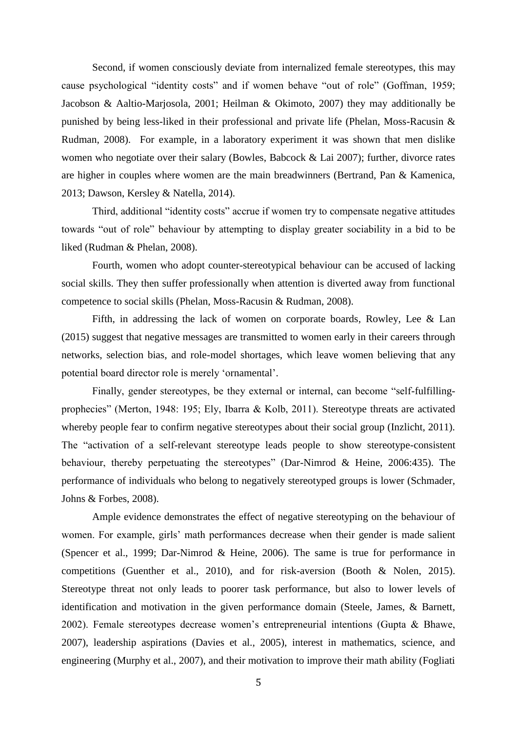Second, if women consciously deviate from internalized female stereotypes, this may cause psychological "identity costs" and if women behave "out of role" (Goffman, 1959; Jacobson & Aaltio-Marjosola, 2001; Heilman & Okimoto, 2007) they may additionally be punished by being less-liked in their professional and private life (Phelan, Moss-Racusin & Rudman, 2008). For example, in a laboratory experiment it was shown that men dislike women who negotiate over their salary (Bowles, Babcock & Lai 2007); further, divorce rates are higher in couples where women are the main breadwinners (Bertrand, Pan & Kamenica, 2013; Dawson, Kersley & Natella, 2014).

Third, additional "identity costs" accrue if women try to compensate negative attitudes towards "out of role" behaviour by attempting to display greater sociability in a bid to be liked (Rudman & Phelan, 2008).

Fourth, women who adopt counter-stereotypical behaviour can be accused of lacking social skills. They then suffer professionally when attention is diverted away from functional competence to social skills (Phelan, Moss-Racusin & Rudman, 2008).

Fifth, in addressing the lack of women on corporate boards, Rowley, Lee & Lan (2015) suggest that negative messages are transmitted to women early in their careers through networks, selection bias, and role-model shortages, which leave women believing that any potential board director role is merely 'ornamental'.

Finally, gender stereotypes, be they external or internal, can become "self-fulfilling-prophecies" (Merton, 1948: 195; Ely, Ibarra & Kolb, 2011). Stereotype threats are activated whereby people fear to confirm negative stereotypes about their social group (Inzlicht, 2011). The "activation of a self-relevant stereotype leads people to show stereotype-consistent behaviour, thereby perpetuating the stereotypes" (Dar-Nimrod & Heine, 2006:435). The performance of individuals who belong to negatively stereotyped groups is lower (Schmader, Johns & Forbes, 2008).

Ample evidence demonstrates the effect of negative stereotyping on the behaviour of women. For example, girls' math performances decrease when their gender is made salient (Spencer et al., 1999; Dar-Nimrod & Heine, 2006). The same is true for performance in competitions (Guenther et al., 2010), and for risk-aversion (Booth & Nolen, 2015). Stereotype threat not only leads to poorer task performance, but also to lower levels of identification and motivation in the given performance domain (Steele, James, & Barnett, 2002). Female stereotypes decrease women's entrepreneurial intentions (Gupta & Bhawe, 2007), leadership aspirations (Davies et al., 2005), interest in mathematics, science, and engineering (Murphy et al., 2007), and their motivation to improve their math ability (Fogliati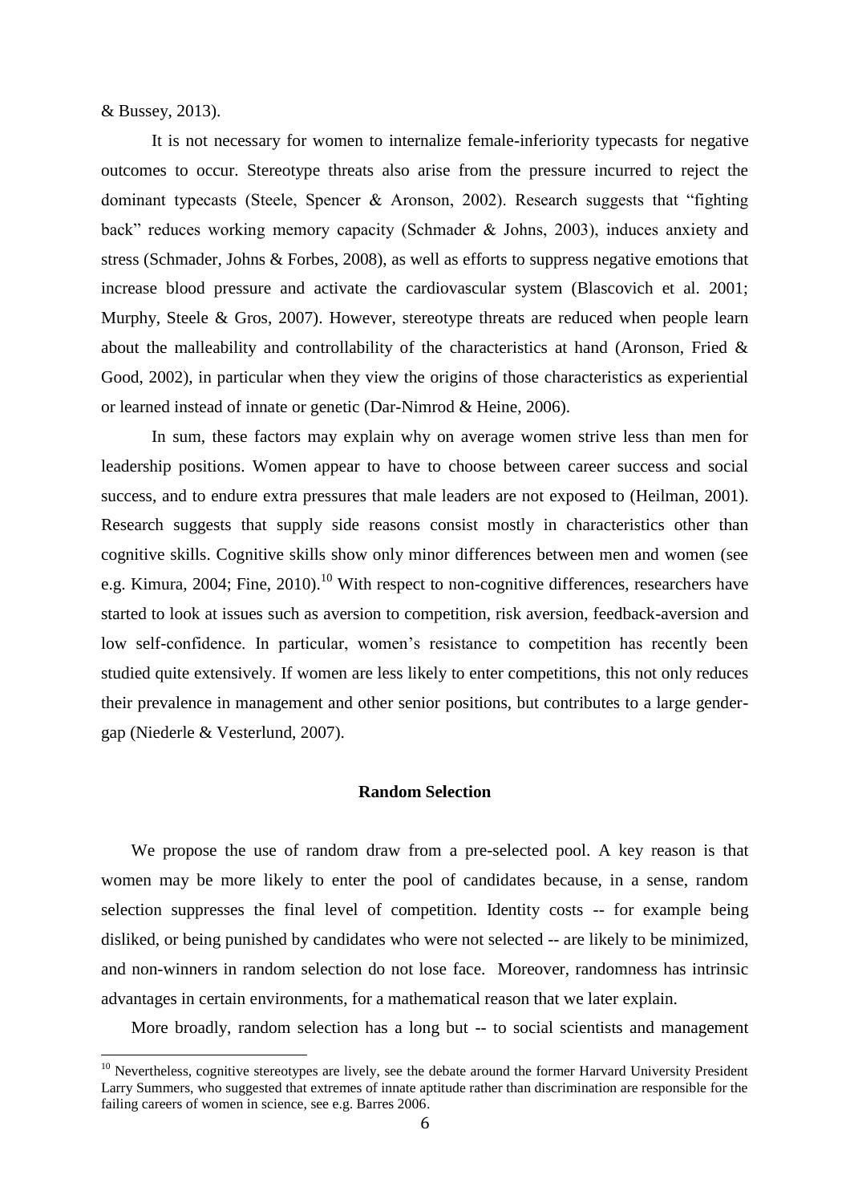& Bussey, 2013).

It is not necessary for women to internalize female-inferiority typecasts for negative outcomes to occur. Stereotype threats also arise from the pressure incurred to reject the dominant typecasts (Steele, Spencer & Aronson, 2002). Research suggests that "fighting back" reduces working memory capacity (Schmader & Johns, 2003), induces anxiety and stress (Schmader, Johns & Forbes, 2008), as well as efforts to suppress negative emotions that increase blood pressure and activate the cardiovascular system (Blascovich et al. 2001; Murphy, Steele & Gros, 2007). However, stereotype threats are reduced when people learn about the malleability and controllability of the characteristics at hand (Aronson, Fried & Good, 2002), in particular when they view the origins of those characteristics as experiential or learned instead of innate or genetic (Dar-Nimrod & Heine, 2006).

In sum, these factors may explain why on average women strive less than men for leadership positions. Women appear to have to choose between career success and social success, and to endure extra pressures that male leaders are not exposed to (Heilman, 2001). Research suggests that supply side reasons consist mostly in characteristics other than cognitive skills. Cognitive skills show only minor differences between men and women (see e.g. Kimura, 2004; Fine, 2010).[10] With respect to non-cognitive differences, researchers have started to look at issues such as aversion to competition, risk aversion, feedback-aversion and low self-confidence. In particular, women's resistance to competition has recently been studied quite extensively. If women are less likely to enter competitions, this not only reduces their prevalence in management and other senior positions, but contributes to a large gender-gap (Niederle & Vesterlund, 2007).

## Random Selection

We propose the use of random draw from a pre-selected pool. A key reason is that women may be more likely to enter the pool of candidates because, in a sense, random selection suppresses the final level of competition. Identity costs -- for example being disliked, or being punished by candidates who were not selected -- are likely to be minimized, and non-winners in random selection do not lose face. Moreover, randomness has intrinsic advantages in certain environments, for a mathematical reason that we later explain.

More broadly, random selection has a long but -- to social scientists and management

[10] Nevertheless, cognitive stereotypes are lively, see the debate around the former Harvard University President Larry Summers, who suggested that extremes of innate aptitude rather than discrimination are responsible for the failing careers of women in science, see e.g. Barres 2006.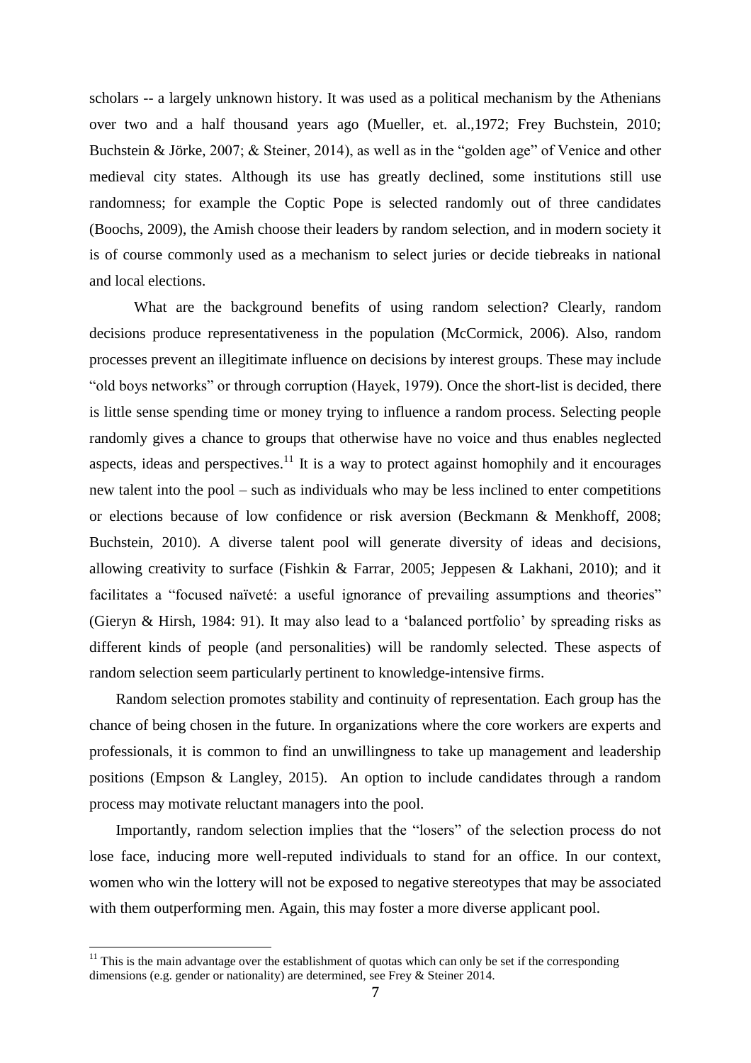scholars -- a largely unknown history. It was used as a political mechanism by the Athenians over two and a half thousand years ago (Mueller, et. al.,1972; Frey Buchstein, 2010; Buchstein & Jörke, 2007; & Steiner, 2014), as well as in the "golden age" of Venice and other medieval city states. Although its use has greatly declined, some institutions still use randomness; for example the Coptic Pope is selected randomly out of three candidates (Boochs, 2009), the Amish choose their leaders by random selection, and in modern society it is of course commonly used as a mechanism to select juries or decide tiebreaks in national and local elections.

What are the background benefits of using random selection? Clearly, random decisions produce representativeness in the population (McCormick, 2006). Also, random processes prevent an illegitimate influence on decisions by interest groups. These may include "old boys networks" or through corruption (Hayek, 1979). Once the short-list is decided, there is little sense spending time or money trying to influence a random process. Selecting people randomly gives a chance to groups that otherwise have no voice and thus enables neglected aspects, ideas and perspectives.[11] It is a way to protect against homophily and it encourages new talent into the pool – such as individuals who may be less inclined to enter competitions or elections because of low confidence or risk aversion (Beckmann & Menkhoff, 2008; Buchstein, 2010). A diverse talent pool will generate diversity of ideas and decisions, allowing creativity to surface (Fishkin & Farrar, 2005; Jeppesen & Lakhani, 2010); and it facilitates a "focused naïveté: a useful ignorance of prevailing assumptions and theories" (Gieryn & Hirsh, 1984: 91). It may also lead to a 'balanced portfolio' by spreading risks as different kinds of people (and personalities) will be randomly selected. These aspects of random selection seem particularly pertinent to knowledge-intensive firms.

Random selection promotes stability and continuity of representation. Each group has the chance of being chosen in the future. In organizations where the core workers are experts and professionals, it is common to find an unwillingness to take up management and leadership positions (Empson & Langley, 2015). An option to include candidates through a random process may motivate reluctant managers into the pool.

Importantly, random selection implies that the "losers" of the selection process do not lose face, inducing more well-reputed individuals to stand for an office. In our context, women who win the lottery will not be exposed to negative stereotypes that may be associated with them outperforming men. Again, this may foster a more diverse applicant pool.

[11] This is the main advantage over the establishment of quotas which can only be set if the corresponding dimensions (e.g. gender or nationality) are determined, see Frey & Steiner 2014.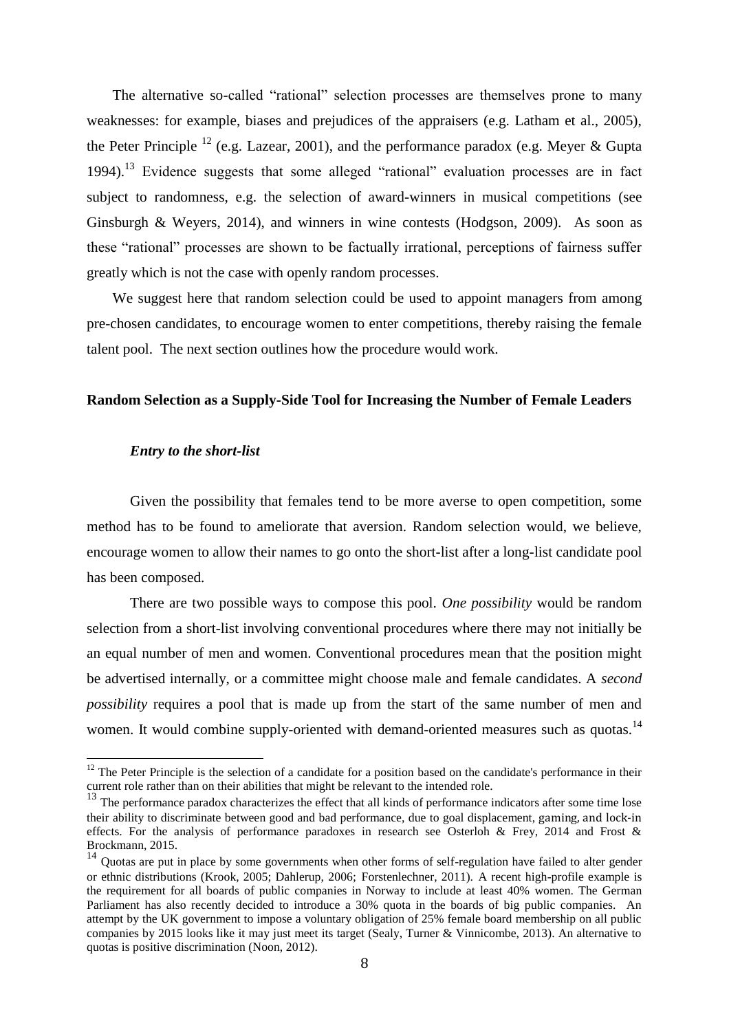The alternative so-called "rational" selection processes are themselves prone to many weaknesses: for example, biases and prejudices of the appraisers (e.g. Latham et al., 2005), the Peter Principle [12] (e.g. Lazear, 2001), and the performance paradox (e.g. Meyer & Gupta 1994).[13] Evidence suggests that some alleged "rational" evaluation processes are in fact subject to randomness, e.g. the selection of award-winners in musical competitions (see Ginsburgh & Weyers, 2014), and winners in wine contests (Hodgson, 2009). As soon as these "rational" processes are shown to be factually irrational, perceptions of fairness suffer greatly which is not the case with openly random processes.

We suggest here that random selection could be used to appoint managers from among pre-chosen candidates, to encourage women to enter competitions, thereby raising the female talent pool. The next section outlines how the procedure would work.

## Random Selection as a Supply-Side Tool for Increasing the Number of Female Leaders

### *Entry to the short-list*

Given the possibility that females tend to be more averse to open competition, some method has to be found to ameliorate that aversion. Random selection would, we believe, encourage women to allow their names to go onto the short-list after a long-list candidate pool has been composed.

There are two possible ways to compose this pool. *One possibility* would be random selection from a short-list involving conventional procedures where there may not initially be an equal number of men and women. Conventional procedures mean that the position might be advertised internally, or a committee might choose male and female candidates. A *second possibility* requires a pool that is made up from the start of the same number of men and women. It would combine supply-oriented with demand-oriented measures such as quotas.[14]

---

[12] The Peter Principle is the selection of a candidate for a position based on the candidate's performance in their current role rather than on their abilities that might be relevant to the intended role.

[13] The performance paradox characterizes the effect that all kinds of performance indicators after some time lose their ability to discriminate between good and bad performance, due to goal displacement, gaming, and lock-in effects. For the analysis of performance paradoxes in research see Osterloh & Frey, 2014 and Frost & Brockmann, 2015.

[14] Quotas are put in place by some governments when other forms of self-regulation have failed to alter gender or ethnic distributions (Krook, 2005; Dahlerup, 2006; Forstenlechner, 2011). A recent high-profile example is the requirement for all boards of public companies in Norway to include at least 40% women. The German Parliament has also recently decided to introduce a 30% quota in the boards of big public companies. An attempt by the UK government to impose a voluntary obligation of 25% female board membership on all public companies by 2015 looks like it may just meet its target (Sealy, Turner & Vinnicombe, 2013). An alternative to quotas is positive discrimination (Noon, 2012).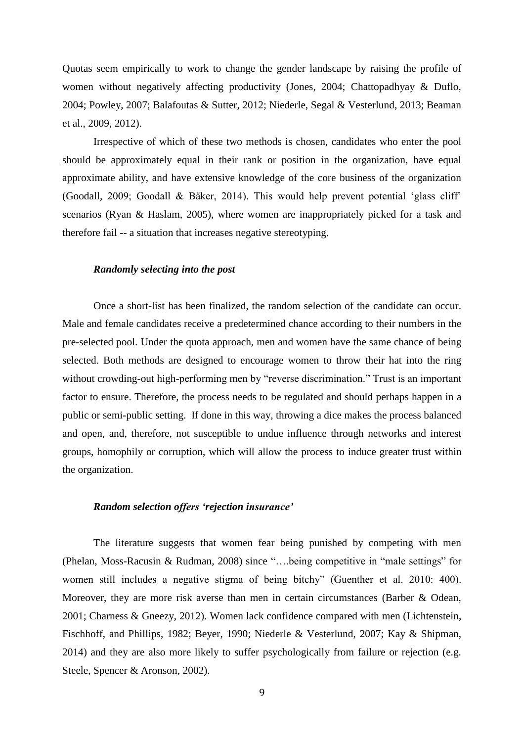Quotas seem empirically to work to change the gender landscape by raising the profile of women without negatively affecting productivity (Jones, 2004; Chattopadhyay & Duflo, 2004; Powley, 2007; Balafoutas & Sutter, 2012; Niederle, Segal & Vesterlund, 2013; Beaman et al., 2009, 2012).

Irrespective of which of these two methods is chosen, candidates who enter the pool should be approximately equal in their rank or position in the organization, have equal approximate ability, and have extensive knowledge of the core business of the organization (Goodall, 2009; Goodall & Bäker, 2014). This would help prevent potential 'glass cliff' scenarios (Ryan & Haslam, 2005), where women are inappropriately picked for a task and therefore fail -- a situation that increases negative stereotyping.

### *Randomly selecting into the post*

Once a short-list has been finalized, the random selection of the candidate can occur. Male and female candidates receive a predetermined chance according to their numbers in the pre-selected pool. Under the quota approach, men and women have the same chance of being selected. Both methods are designed to encourage women to throw their hat into the ring without crowding-out high-performing men by "reverse discrimination." Trust is an important factor to ensure. Therefore, the process needs to be regulated and should perhaps happen in a public or semi-public setting. If done in this way, throwing a dice makes the process balanced and open, and, therefore, not susceptible to undue influence through networks and interest groups, homophily or corruption, which will allow the process to induce greater trust within the organization.

### *Random selection offers 'rejection insurance'*

The literature suggests that women fear being punished by competing with men (Phelan, Moss-Racusin & Rudman, 2008) since "….being competitive in "male settings" for women still includes a negative stigma of being bitchy" (Guenther et al. 2010: 400). Moreover, they are more risk averse than men in certain circumstances (Barber & Odean, 2001; Charness & Gneezy, 2012). Women lack confidence compared with men (Lichtenstein, Fischhoff, and Phillips, 1982; Beyer, 1990; Niederle & Vesterlund, 2007; Kay & Shipman, 2014) and they are also more likely to suffer psychologically from failure or rejection (e.g. Steele, Spencer & Aronson, 2002).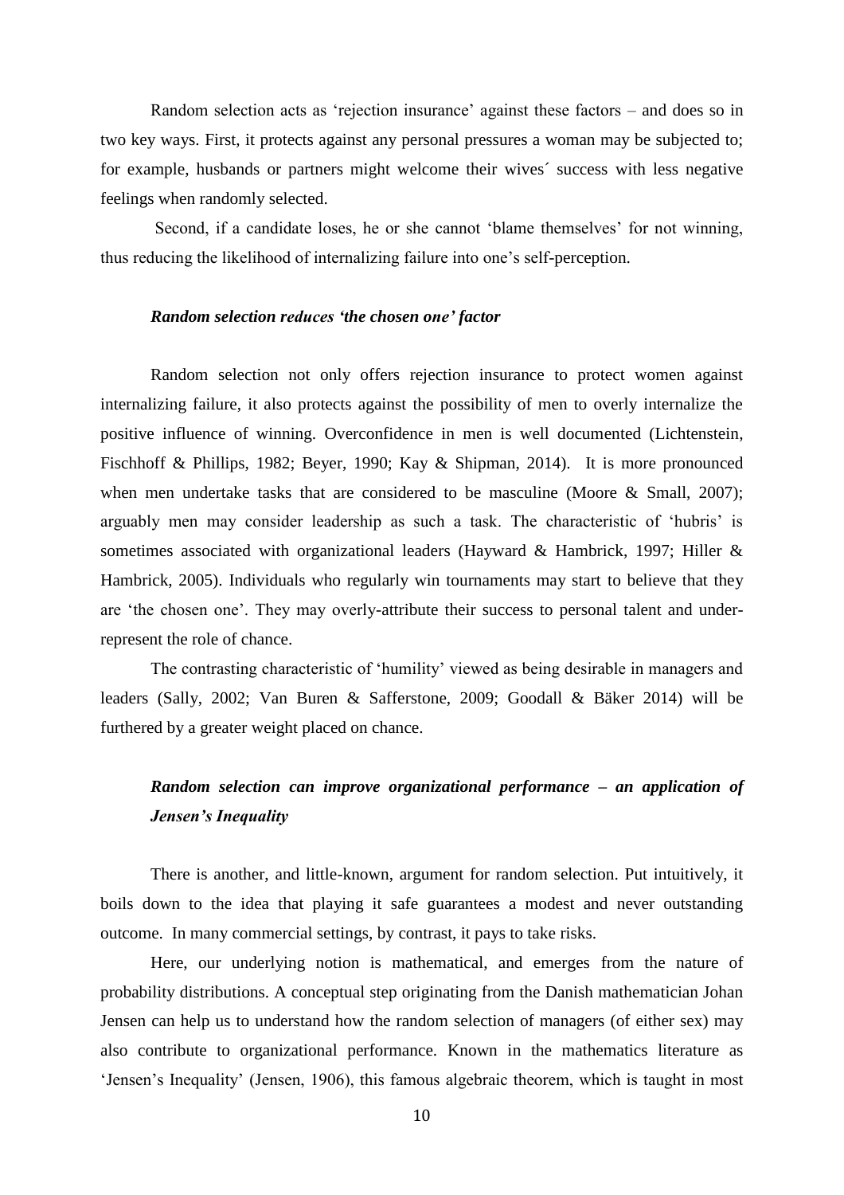Random selection acts as 'rejection insurance' against these factors – and does so in two key ways. First, it protects against any personal pressures a woman may be subjected to; for example, husbands or partners might welcome their wives´ success with less negative feelings when randomly selected.

Second, if a candidate loses, he or she cannot 'blame themselves' for not winning, thus reducing the likelihood of internalizing failure into one's self-perception.

### *Random selection reduces 'the chosen one' factor*

Random selection not only offers rejection insurance to protect women against internalizing failure, it also protects against the possibility of men to overly internalize the positive influence of winning. Overconfidence in men is well documented (Lichtenstein, Fischhoff & Phillips, 1982; Beyer, 1990; Kay & Shipman, 2014). It is more pronounced when men undertake tasks that are considered to be masculine (Moore & Small, 2007); arguably men may consider leadership as such a task. The characteristic of 'hubris' is sometimes associated with organizational leaders (Hayward & Hambrick, 1997; Hiller & Hambrick, 2005). Individuals who regularly win tournaments may start to believe that they are 'the chosen one'. They may overly-attribute their success to personal talent and under-represent the role of chance.

The contrasting characteristic of 'humility' viewed as being desirable in managers and leaders (Sally, 2002; Van Buren & Safferstone, 2009; Goodall & Bäker 2014) will be furthered by a greater weight placed on chance.

### *Random selection can improve organizational performance – an application of Jensen's Inequality*

There is another, and little-known, argument for random selection. Put intuitively, it boils down to the idea that playing it safe guarantees a modest and never outstanding outcome. In many commercial settings, by contrast, it pays to take risks.

Here, our underlying notion is mathematical, and emerges from the nature of probability distributions. A conceptual step originating from the Danish mathematician Johan Jensen can help us to understand how the random selection of managers (of either sex) may also contribute to organizational performance. Known in the mathematics literature as 'Jensen's Inequality' (Jensen, 1906), this famous algebraic theorem, which is taught in most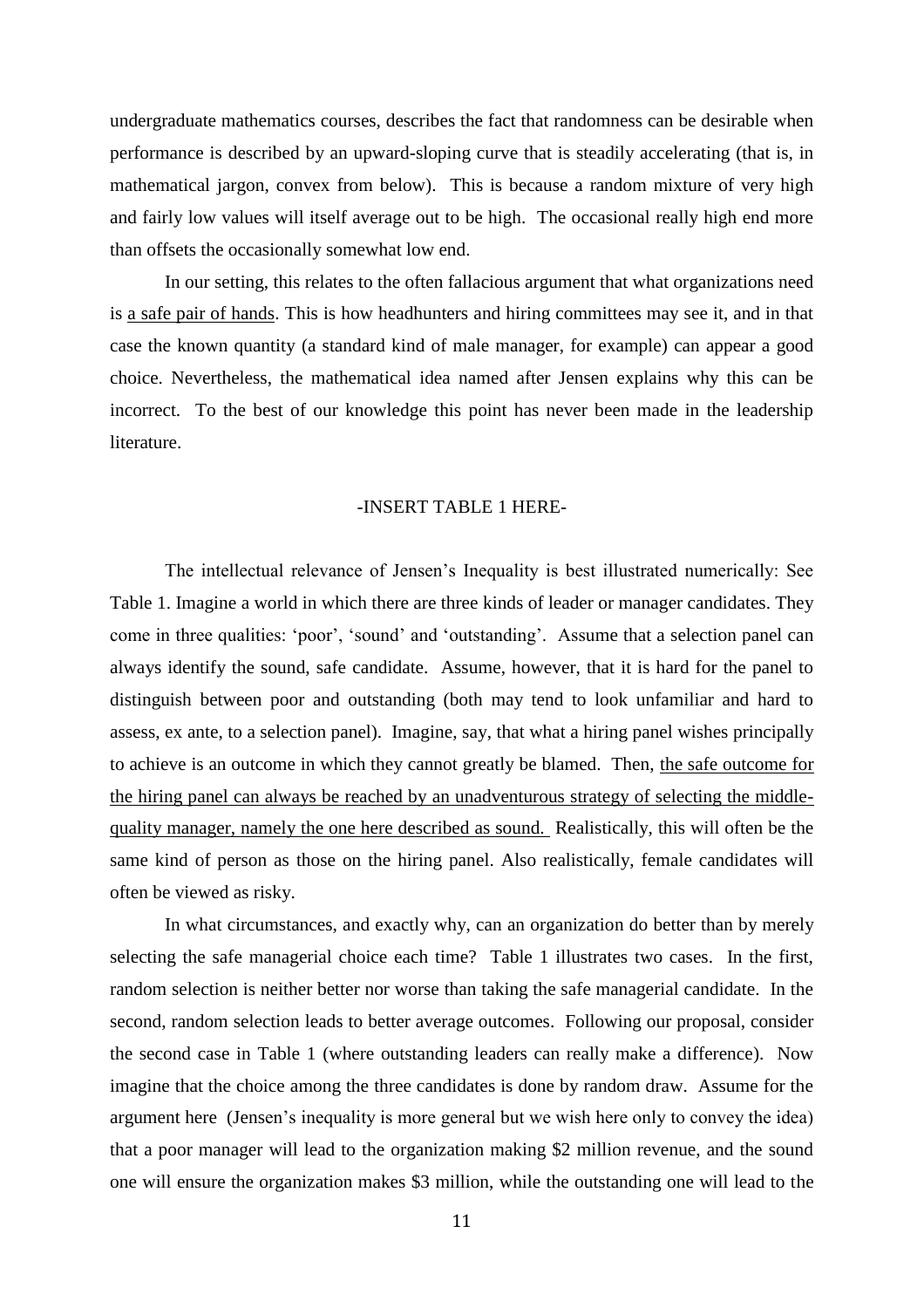undergraduate mathematics courses, describes the fact that randomness can be desirable when performance is described by an upward-sloping curve that is steadily accelerating (that is, in mathematical jargon, convex from below). This is because a random mixture of very high and fairly low values will itself average out to be high. The occasional really high end more than offsets the occasionally somewhat low end.

In our setting, this relates to the often fallacious argument that what organizations need is <u>a safe pair of hands</u>. This is how headhunters and hiring committees may see it, and in that case the known quantity (a standard kind of male manager, for example) can appear a good choice. Nevertheless, the mathematical idea named after Jensen explains why this can be incorrect. To the best of our knowledge this point has never been made in the leadership literature.

-INSERT TABLE 1 HERE-

The intellectual relevance of Jensen's Inequality is best illustrated numerically: See Table 1. Imagine a world in which there are three kinds of leader or manager candidates. They come in three qualities: 'poor', 'sound' and 'outstanding'. Assume that a selection panel can always identify the sound, safe candidate. Assume, however, that it is hard for the panel to distinguish between poor and outstanding (both may tend to look unfamiliar and hard to assess, ex ante, to a selection panel). Imagine, say, that what a hiring panel wishes principally to achieve is an outcome in which they cannot greatly be blamed. Then, <u>the safe outcome for the hiring panel can always be reached by an unadventurous strategy of selecting the middle-quality manager, namely the one here described as sound.</u> Realistically, this will often be the same kind of person as those on the hiring panel. Also realistically, female candidates will often be viewed as risky.

In what circumstances, and exactly why, can an organization do better than by merely selecting the safe managerial choice each time? Table 1 illustrates two cases. In the first, random selection is neither better nor worse than taking the safe managerial candidate. In the second, random selection leads to better average outcomes. Following our proposal, consider the second case in Table 1 (where outstanding leaders can really make a difference). Now imagine that the choice among the three candidates is done by random draw. Assume for the argument here (Jensen's inequality is more general but we wish here only to convey the idea) that a poor manager will lead to the organization making \$2 million revenue, and the sound one will ensure the organization makes \$3 million, while the outstanding one will lead to the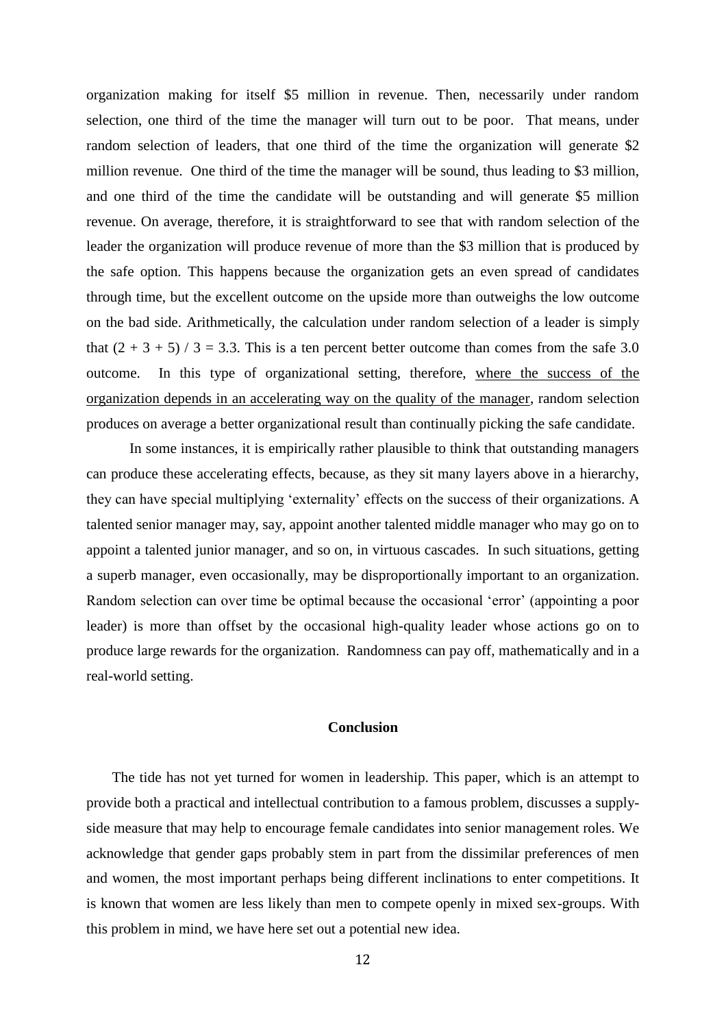organization making for itself \$5 million in revenue. Then, necessarily under random selection, one third of the time the manager will turn out to be poor. That means, under random selection of leaders, that one third of the time the organization will generate \$2 million revenue. One third of the time the manager will be sound, thus leading to \$3 million, and one third of the time the candidate will be outstanding and will generate \$5 million revenue. On average, therefore, it is straightforward to see that with random selection of the leader the organization will produce revenue of more than the \$3 million that is produced by the safe option. This happens because the organization gets an even spread of candidates through time, but the excellent outcome on the upside more than outweighs the low outcome on the bad side. Arithmetically, the calculation under random selection of a leader is simply that $(2 + 3 + 5) / 3 = 3.3$. This is a ten percent better outcome than comes from the safe 3.0 outcome. In this type of organizational setting, therefore, <u>where the success of the organization depends in an accelerating way on the quality of the manager</u>, random selection produces on average a better organizational result than continually picking the safe candidate.

In some instances, it is empirically rather plausible to think that outstanding managers can produce these accelerating effects, because, as they sit many layers above in a hierarchy, they can have special multiplying 'externality' effects on the success of their organizations. A talented senior manager may, say, appoint another talented middle manager who may go on to appoint a talented junior manager, and so on, in virtuous cascades. In such situations, getting a superb manager, even occasionally, may be disproportionally important to an organization. Random selection can over time be optimal because the occasional 'error' (appointing a poor leader) is more than offset by the occasional high-quality leader whose actions go on to produce large rewards for the organization. Randomness can pay off, mathematically and in a real-world setting.

## Conclusion

The tide has not yet turned for women in leadership. This paper, which is an attempt to provide both a practical and intellectual contribution to a famous problem, discusses a supply-side measure that may help to encourage female candidates into senior management roles. We acknowledge that gender gaps probably stem in part from the dissimilar preferences of men and women, the most important perhaps being different inclinations to enter competitions. It is known that women are less likely than men to compete openly in mixed sex-groups. With this problem in mind, we have here set out a potential new idea.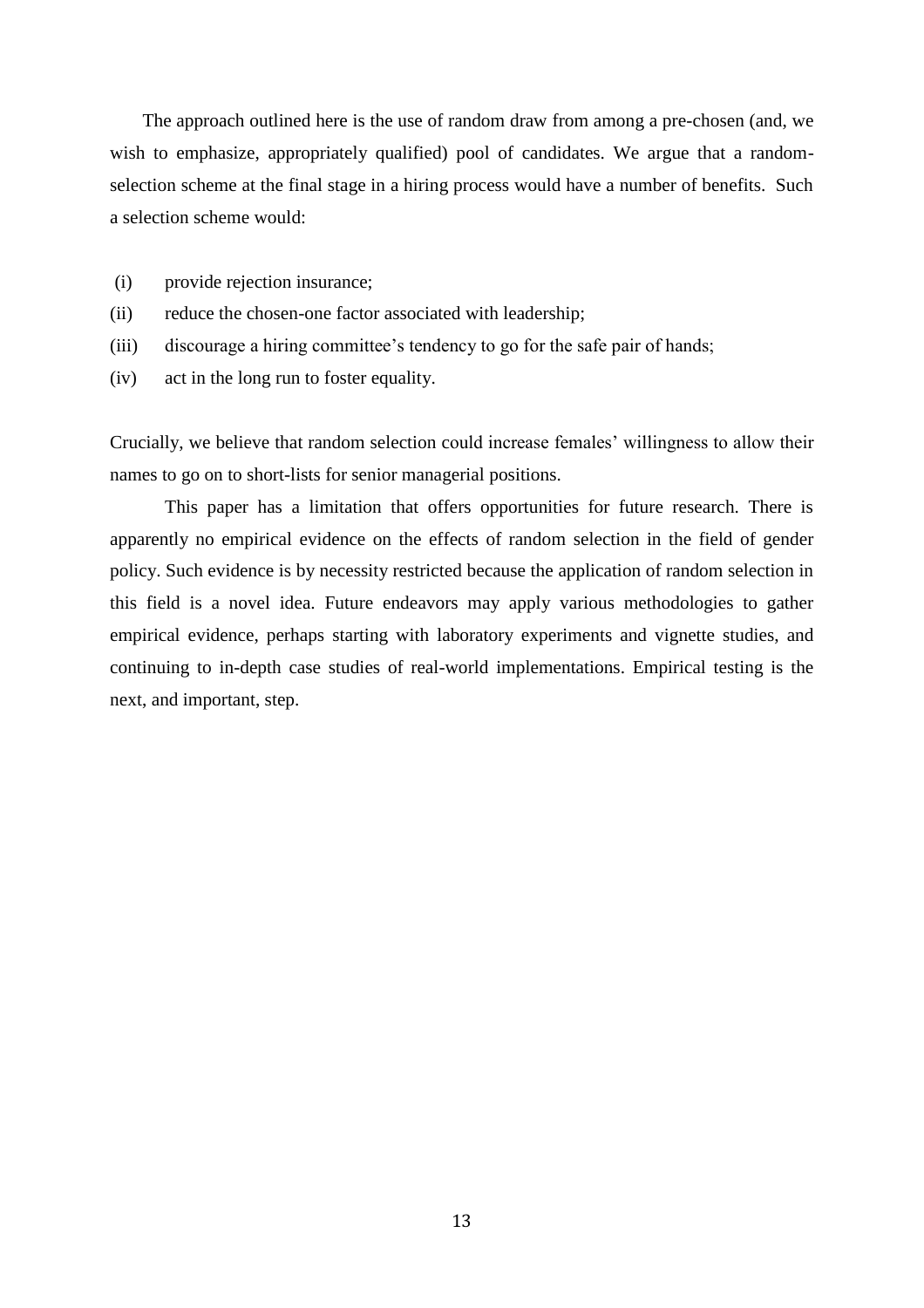The approach outlined here is the use of random draw from among a pre-chosen (and, we wish to emphasize, appropriately qualified) pool of candidates. We argue that a random-selection scheme at the final stage in a hiring process would have a number of benefits. Such a selection scheme would:

(i) provide rejection insurance;
(ii) reduce the chosen-one factor associated with leadership;
(iii) discourage a hiring committee's tendency to go for the safe pair of hands;
(iv) act in the long run to foster equality.

Crucially, we believe that random selection could increase females' willingness to allow their names to go on to short-lists for senior managerial positions.

This paper has a limitation that offers opportunities for future research. There is apparently no empirical evidence on the effects of random selection in the field of gender policy. Such evidence is by necessity restricted because the application of random selection in this field is a novel idea. Future endeavors may apply various methodologies to gather empirical evidence, perhaps starting with laboratory experiments and vignette studies, and continuing to in-depth case studies of real-world implementations. Empirical testing is the next, and important, step.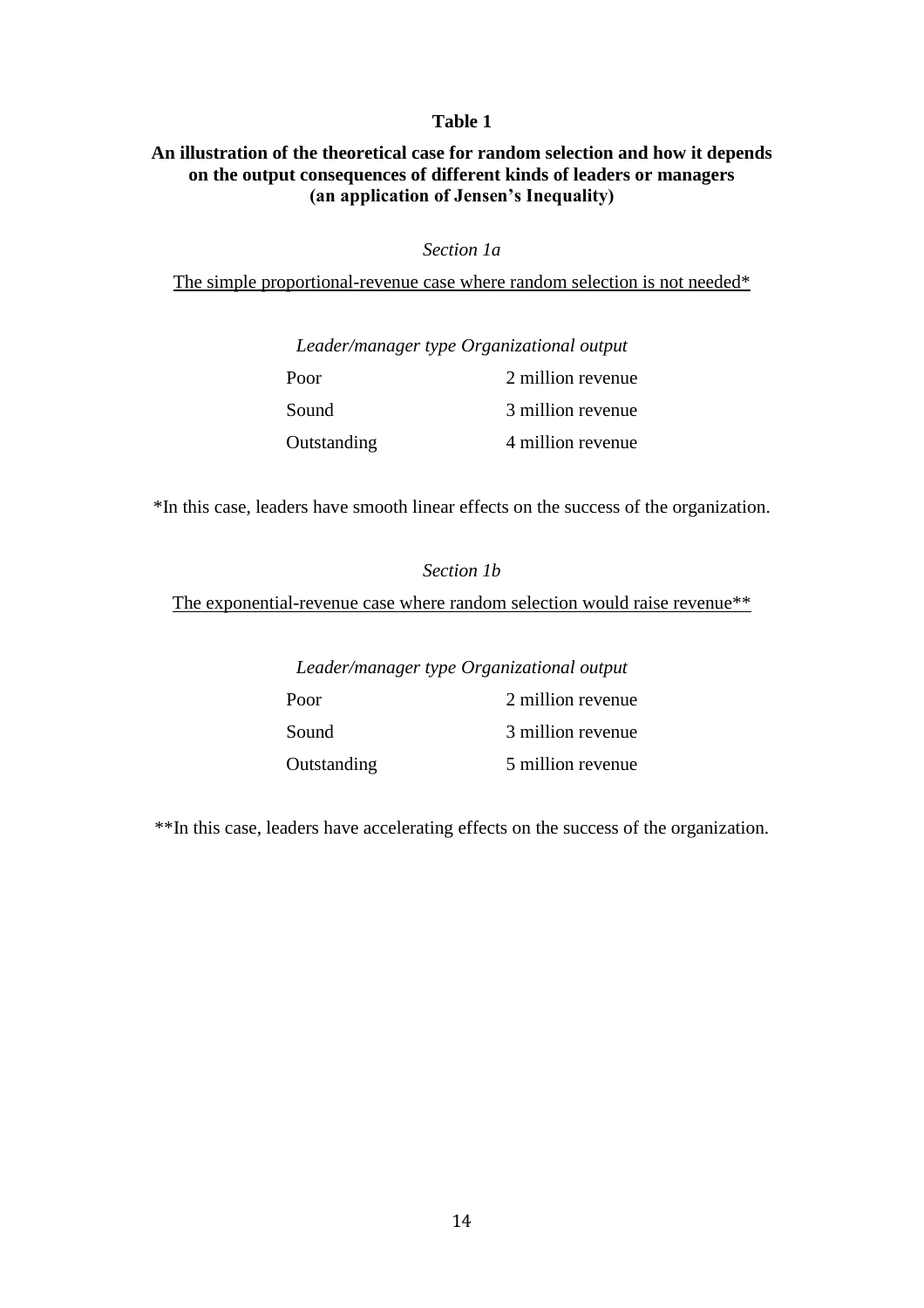**Table 1**

**An illustration of the theoretical case for random selection and how it depends on the output consequences of different kinds of leaders or managers (an application of Jensen's Inequality)**

*Section 1a*

The simple proportional-revenue case where random selection is not needed*

| *Leader/manager type* | *Organizational output* |
|---|---|
| Poor | 2 million revenue |
| Sound | 3 million revenue |
| Outstanding | 4 million revenue |

*In this case, leaders have smooth linear effects on the success of the organization.

*Section 1b*

The exponential-revenue case where random selection would raise revenue**

| *Leader/manager type* | *Organizational output* |
|---|---|
| Poor | 2 million revenue |
| Sound | 3 million revenue |
| Outstanding | 5 million revenue |

**In this case, leaders have accelerating effects on the success of the organization.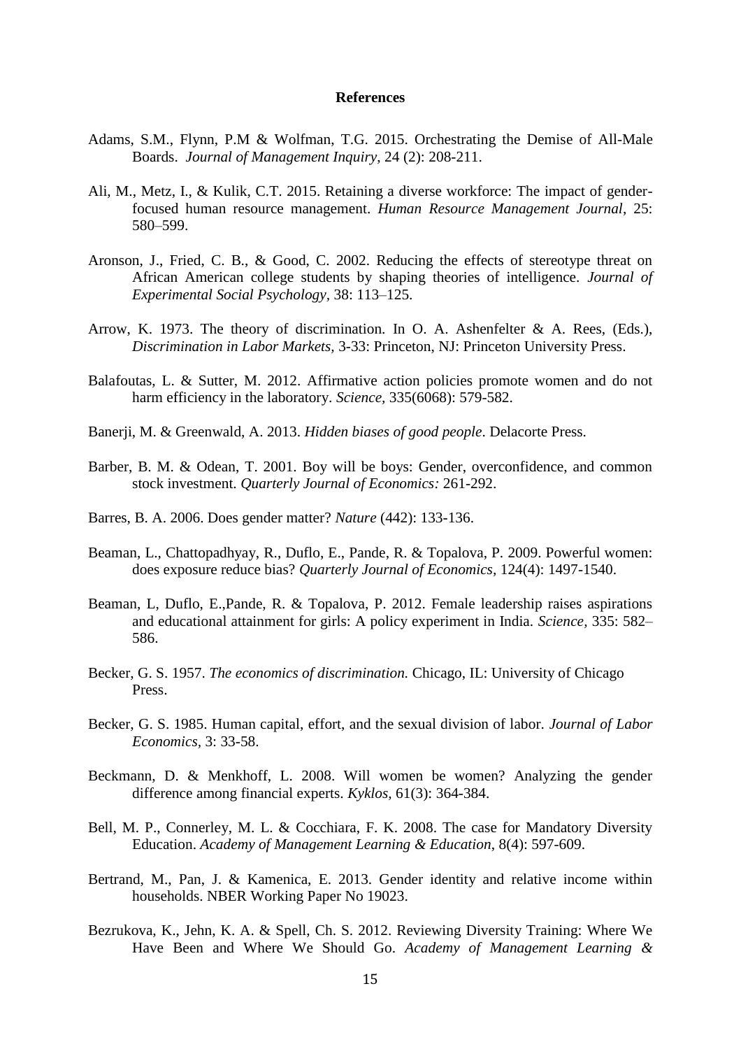## References

Adams, S.M., Flynn, P.M & Wolfman, T.G. 2015. Orchestrating the Demise of All-Male Boards. *Journal of Management Inquiry*, 24 (2): 208-211.

Ali, M., Metz, I., & Kulik, C.T. 2015. Retaining a diverse workforce: The impact of gender-focused human resource management. *Human Resource Management Journal*, 25: 580–599.

Aronson, J., Fried, C. B., & Good, C. 2002. Reducing the effects of stereotype threat on African American college students by shaping theories of intelligence. *Journal of Experimental Social Psychology*, 38: 113–125.

Arrow, K. 1973. The theory of discrimination. In O. A. Ashenfelter & A. Rees, (Eds.), *Discrimination in Labor Markets*, 3-33: Princeton, NJ: Princeton University Press.

Balafoutas, L. & Sutter, M. 2012. Affirmative action policies promote women and do not harm efficiency in the laboratory. *Science*, 335(6068): 579-582.

Banerji, M. & Greenwald, A. 2013. *Hidden biases of good people*. Delacorte Press.

Barber, B. M. & Odean, T. 2001. Boy will be boys: Gender, overconfidence, and common stock investment. *Quarterly Journal of Economics:* 261-292.

Barres, B. A. 2006. Does gender matter? *Nature* (442): 133-136.

Beaman, L., Chattopadhyay, R., Duflo, E., Pande, R. & Topalova, P. 2009. Powerful women: does exposure reduce bias? *Quarterly Journal of Economics*, 124(4): 1497-1540.

Beaman, L, Duflo, E.,Pande, R. & Topalova, P. 2012. Female leadership raises aspirations and educational attainment for girls: A policy experiment in India. *Science*, 335: 582–586.

Becker, G. S. 1957. *The economics of discrimination.* Chicago, IL: University of Chicago Press.

Becker, G. S. 1985. Human capital, effort, and the sexual division of labor. *Journal of Labor Economics*, 3: 33-58.

Beckmann, D. & Menkhoff, L. 2008. Will women be women? Analyzing the gender difference among financial experts. *Kyklos*, 61(3): 364-384.

Bell, M. P., Connerley, M. L. & Cocchiara, F. K. 2008. The case for Mandatory Diversity Education. *Academy of Management Learning & Education*, 8(4): 597-609.

Bertrand, M., Pan, J. & Kamenica, E. 2013. Gender identity and relative income within households. NBER Working Paper No 19023.

Bezrukova, K., Jehn, K. A. & Spell, Ch. S. 2012. Reviewing Diversity Training: Where We Have Been and Where We Should Go. *Academy of Management Learning &*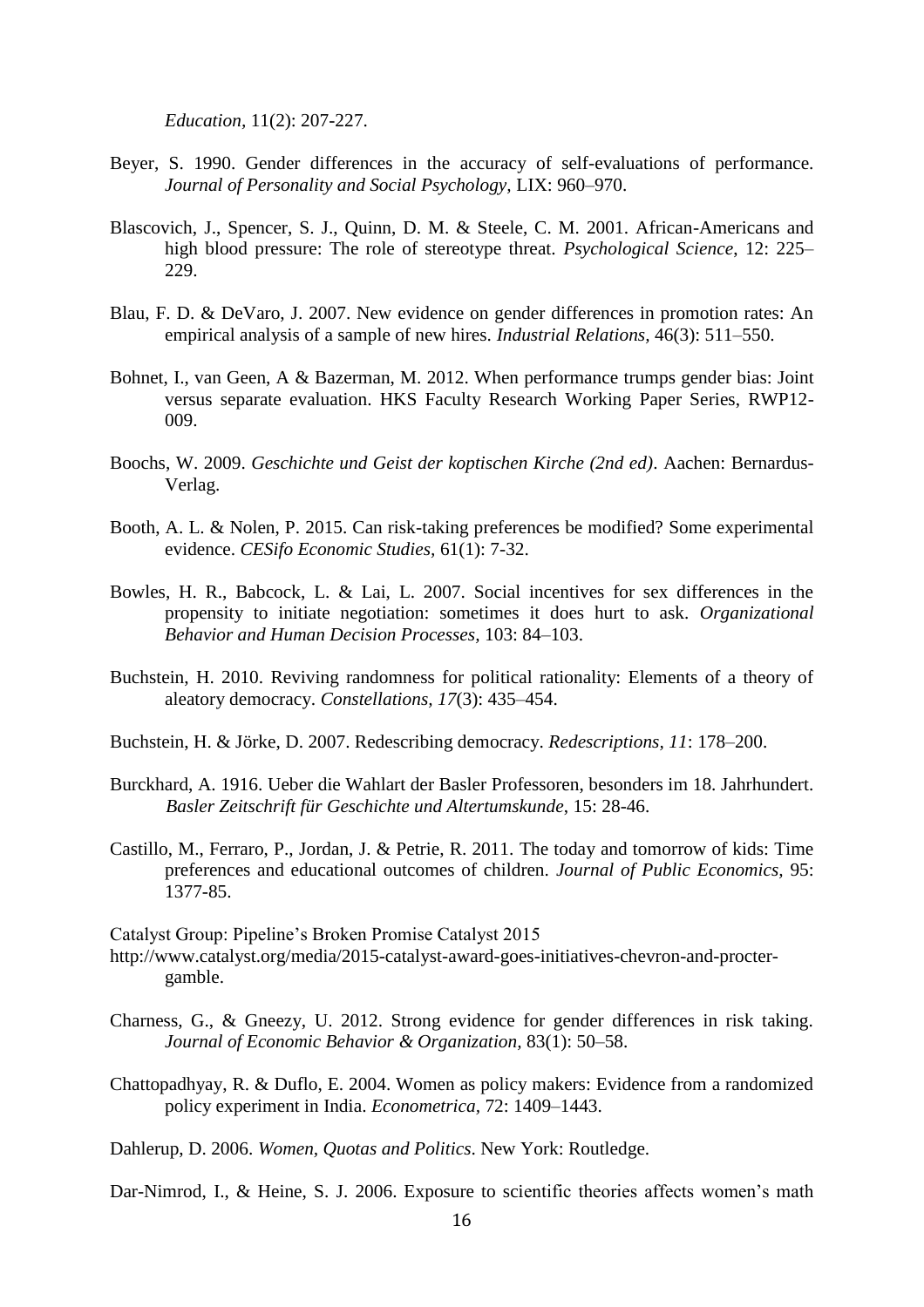*Education*, 11(2): 207-227.

Beyer, S. 1990. Gender differences in the accuracy of self-evaluations of performance. *Journal of Personality and Social Psychology,* LIX: 960–970.

Blascovich, J., Spencer, S. J., Quinn, D. M. & Steele, C. M. 2001. African-Americans and high blood pressure: The role of stereotype threat. *Psychological Science*, 12: 225–229.

Blau, F. D. & DeVaro, J. 2007. New evidence on gender differences in promotion rates: An empirical analysis of a sample of new hires. *Industrial Relations*, 46(3): 511–550.

Bohnet, I., van Geen, A & Bazerman, M. 2012. When performance trumps gender bias: Joint versus separate evaluation. HKS Faculty Research Working Paper Series, RWP12-009.

Boochs, W. 2009. *Geschichte und Geist der koptischen Kirche (2nd ed)*. Aachen: Bernardus-Verlag.

Booth, A. L. & Nolen, P. 2015. Can risk-taking preferences be modified? Some experimental evidence. *CESifo Economic Studies,* 61(1): 7-32.

Bowles, H. R., Babcock, L. & Lai, L. 2007. Social incentives for sex differences in the propensity to initiate negotiation: sometimes it does hurt to ask. *Organizational Behavior and Human Decision Processes,* 103: 84–103.

Buchstein, H. 2010. Reviving randomness for political rationality: Elements of a theory of aleatory democracy. *Constellations*, *17*(3): 435–454.

Buchstein, H. & Jörke, D. 2007. Redescribing democracy. *Redescriptions, 11*: 178–200.

Burckhard, A. 1916. Ueber die Wahlart der Basler Professoren, besonders im 18. Jahrhundert. *Basler Zeitschrift für Geschichte und Altertumskunde*, 15: 28-46.

Castillo, M., Ferraro, P., Jordan, J. & Petrie, R. 2011. The today and tomorrow of kids: Time preferences and educational outcomes of children. *Journal of Public Economics,* 95: 1377-85.

Catalyst Group: Pipeline's Broken Promise Catalyst 2015
http://www.catalyst.org/media/2015-catalyst-award-goes-initiatives-chevron-and-procter-gamble.

Charness, G., & Gneezy, U. 2012. Strong evidence for gender differences in risk taking. *Journal of Economic Behavior & Organization,* 83(1): 50–58.

Chattopadhyay, R. & Duflo, E. 2004. Women as policy makers: Evidence from a randomized policy experiment in India. *Econometrica,* 72: 1409–1443.

Dahlerup, D. 2006. *Women, Quotas and Politics*. New York: Routledge.

Dar-Nimrod, I., & Heine, S. J. 2006. Exposure to scientific theories affects women's math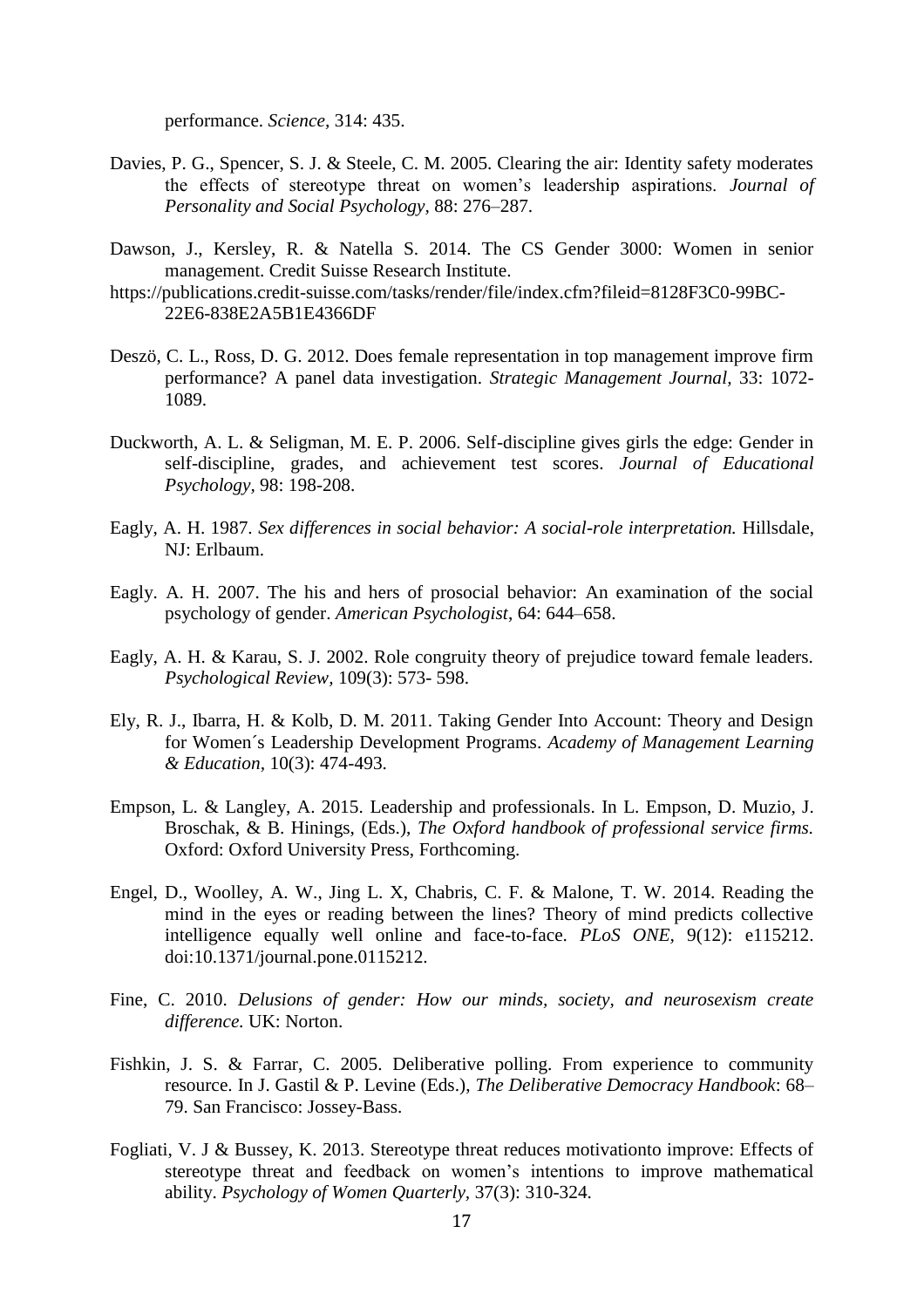performance. *Science,* 314: 435.

Davies, P. G., Spencer, S. J. & Steele, C. M. 2005. Clearing the air: Identity safety moderates the effects of stereotype threat on women's leadership aspirations. *Journal of Personality and Social Psychology*, 88: 276–287.

Dawson, J., Kersley, R. & Natella S. 2014. The CS Gender 3000: Women in senior management. Credit Suisse Research Institute.
https://publications.credit-suisse.com/tasks/render/file/index.cfm?fileid=8128F3C0-99BC-22E6-838E2A5B1E4366DF

Deszö, C. L., Ross, D. G. 2012. Does female representation in top management improve firm performance? A panel data investigation. *Strategic Management Journal*, 33: 1072-1089.

Duckworth, A. L. & Seligman, M. E. P. 2006. Self-discipline gives girls the edge: Gender in self-discipline, grades, and achievement test scores. *Journal of Educational Psychology*, 98: 198-208.

Eagly, A. H. 1987. *Sex differences in social behavior: A social-role interpretation.* Hillsdale, NJ: Erlbaum.

Eagly. A. H. 2007. The his and hers of prosocial behavior: An examination of the social psychology of gender. *American Psychologist*, 64: 644–658.

Eagly, A. H. & Karau, S. J. 2002. Role congruity theory of prejudice toward female leaders. *Psychological Review*, 109(3): 573- 598.

Ely, R. J., Ibarra, H. & Kolb, D. M. 2011. Taking Gender Into Account: Theory and Design for Women´s Leadership Development Programs. *Academy of Management Learning & Education*, 10(3): 474-493.

Empson, L. & Langley, A. 2015. Leadership and professionals. In L. Empson, D. Muzio, J. Broschak, & B. Hinings, (Eds.), *The Oxford handbook of professional service firms.* Oxford: Oxford University Press, Forthcoming.

Engel, D., Woolley, A. W., Jing L. X, Chabris, C. F. & Malone, T. W. 2014. Reading the mind in the eyes or reading between the lines? Theory of mind predicts collective intelligence equally well online and face-to-face. *PLoS ONE*, 9(12): e115212. doi:10.1371/journal.pone.0115212.

Fine, C. 2010. *Delusions of gender: How our minds, society, and neurosexism create difference.* UK: Norton.

Fishkin, J. S. & Farrar, C. 2005. Deliberative polling. From experience to community resource. In J. Gastil & P. Levine (Eds.), *The Deliberative Democracy Handbook*: 68–79. San Francisco: Jossey-Bass.

Fogliati, V. J & Bussey, K. 2013. Stereotype threat reduces motivationto improve: Effects of stereotype threat and feedback on women's intentions to improve mathematical ability. *Psychology of Women Quarterly*, 37(3): 310-324.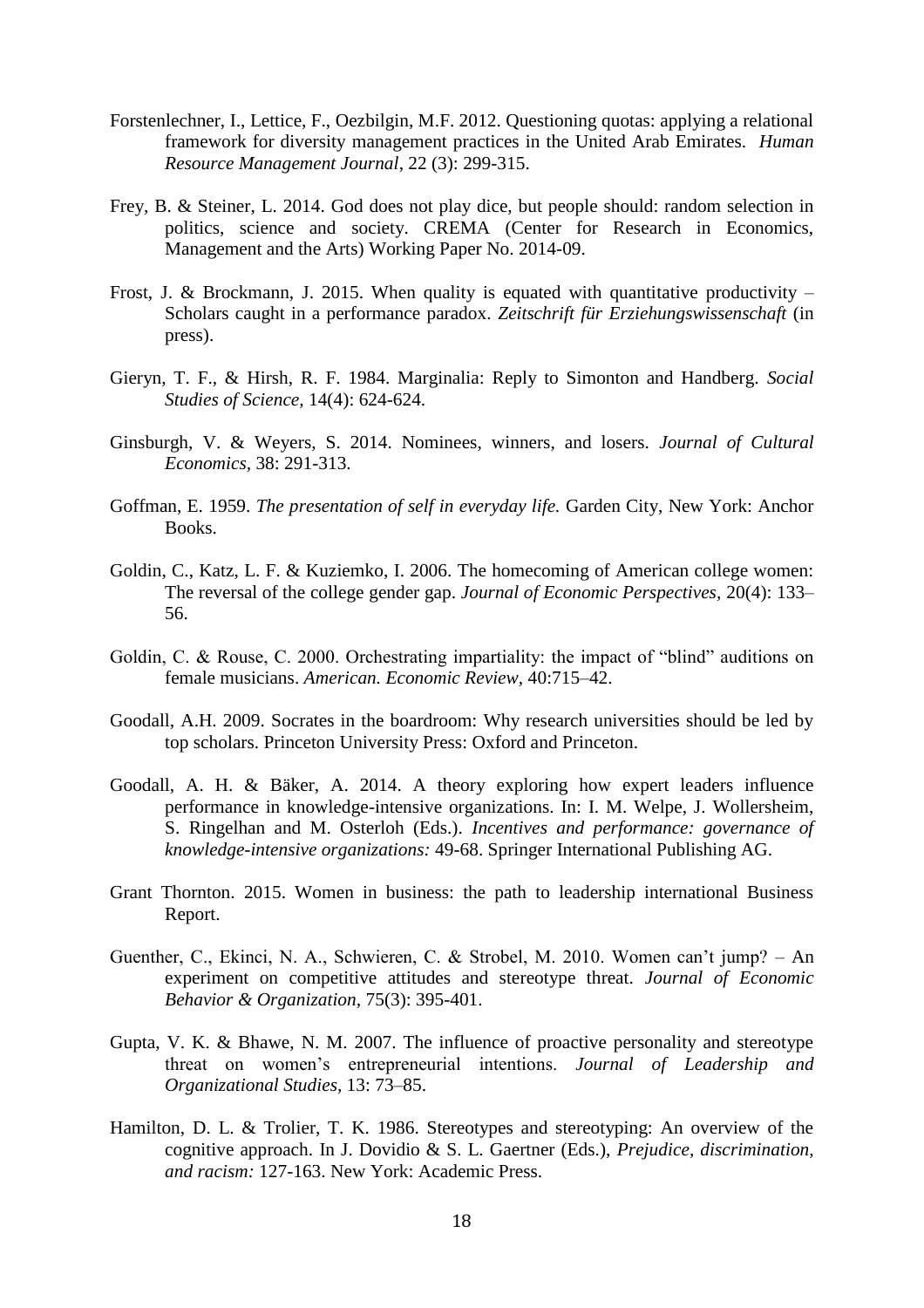Forstenlechner, I., Lettice, F., Oezbilgin, M.F. 2012. Questioning quotas: applying a relational framework for diversity management practices in the United Arab Emirates. *Human Resource Management Journal*, 22 (3): 299-315.

Frey, B. & Steiner, L. 2014. God does not play dice, but people should: random selection in politics, science and society. CREMA (Center for Research in Economics, Management and the Arts) Working Paper No. 2014-09.

Frost, J. & Brockmann, J. 2015. When quality is equated with quantitative productivity – Scholars caught in a performance paradox. *Zeitschrift für Erziehungswissenschaft* (in press).

Gieryn, T. F., & Hirsh, R. F. 1984. Marginalia: Reply to Simonton and Handberg. *Social Studies of Science,* 14(4): 624-624.

Ginsburgh, V. & Weyers, S. 2014. Nominees, winners, and losers. *Journal of Cultural Economics,* 38: 291-313.

Goffman, E. 1959. *The presentation of self in everyday life.* Garden City, New York: Anchor Books.

Goldin, C., Katz, L. F. & Kuziemko, I. 2006. The homecoming of American college women: The reversal of the college gender gap. *Journal of Economic Perspectives*, 20(4): 133–56.

Goldin, C. & Rouse, C. 2000. Orchestrating impartiality: the impact of "blind" auditions on female musicians. *American. Economic Review,* 40:715–42.

Goodall, A.H. 2009. Socrates in the boardroom: Why research universities should be led by top scholars. Princeton University Press: Oxford and Princeton.

Goodall, A. H. & Bäker, A. 2014. A theory exploring how expert leaders influence performance in knowledge-intensive organizations. In: I. M. Welpe, J. Wollersheim, S. Ringelhan and M. Osterloh (Eds.). *Incentives and performance: governance of knowledge-intensive organizations:* 49-68. Springer International Publishing AG.

Grant Thornton. 2015. Women in business: the path to leadership international Business Report.

Guenther, C., Ekinci, N. A., Schwieren, C. & Strobel, M. 2010. Women can't jump? – An experiment on competitive attitudes and stereotype threat. *Journal of Economic Behavior & Organization,* 75(3): 395-401.

Gupta, V. K. & Bhawe, N. M. 2007. The influence of proactive personality and stereotype threat on women's entrepreneurial intentions. *Journal of Leadership and Organizational Studies,* 13: 73–85.

Hamilton, D. L. & Trolier, T. K. 1986. Stereotypes and stereotyping: An overview of the cognitive approach. In J. Dovidio & S. L. Gaertner (Eds.), *Prejudice, discrimination, and racism:* 127-163. New York: Academic Press.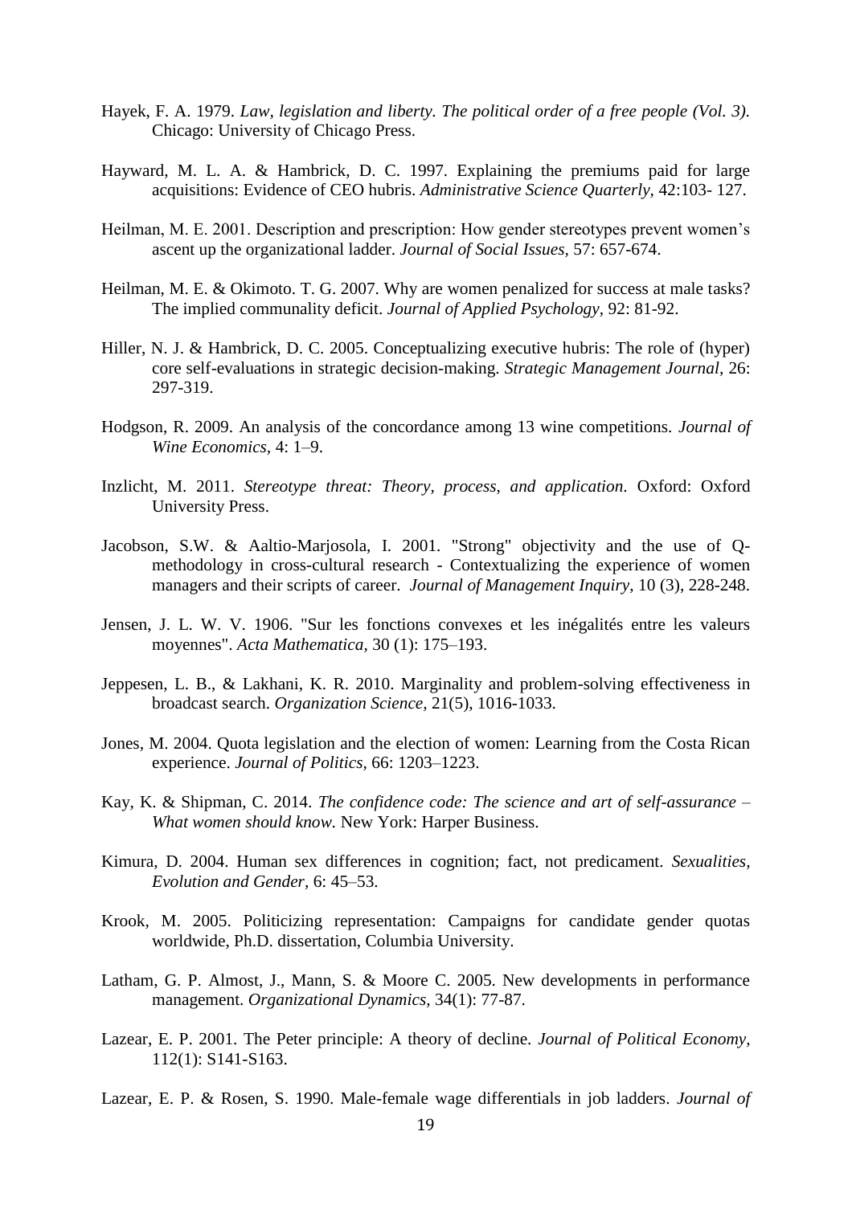Hayek, F. A. 1979. *Law, legislation and liberty. The political order of a free people (Vol. 3).* Chicago: University of Chicago Press.

Hayward, M. L. A. & Hambrick, D. C. 1997. Explaining the premiums paid for large acquisitions: Evidence of CEO hubris. *Administrative Science Quarterly*, 42:103- 127.

Heilman, M. E. 2001. Description and prescription: How gender stereotypes prevent women's ascent up the organizational ladder. *Journal of Social Issues*, 57: 657-674.

Heilman, M. E. & Okimoto. T. G. 2007. Why are women penalized for success at male tasks? The implied communality deficit. *Journal of Applied Psychology*, 92: 81-92.

Hiller, N. J. & Hambrick, D. C. 2005. Conceptualizing executive hubris: The role of (hyper) core self-evaluations in strategic decision-making. *Strategic Management Journal*, 26: 297-319.

Hodgson, R. 2009. An analysis of the concordance among 13 wine competitions. *Journal of Wine Economics*, 4: 1–9.

Inzlicht, M. 2011. *Stereotype threat: Theory, process, and application*. Oxford: Oxford University Press.

Jacobson, S.W. & Aaltio-Marjosola, I. 2001. "Strong" objectivity and the use of Q-methodology in cross-cultural research - Contextualizing the experience of women managers and their scripts of career. *Journal of Management Inquiry*, 10 (3), 228-248.

Jensen, J. L. W. V. 1906. "Sur les fonctions convexes et les inégalités entre les valeurs moyennes". *Acta Mathematica*, 30 (1): 175–193.

Jeppesen, L. B., & Lakhani, K. R. 2010. Marginality and problem-solving effectiveness in broadcast search. *Organization Science*, 21(5), 1016-1033.

Jones, M. 2004. Quota legislation and the election of women: Learning from the Costa Rican experience. *Journal of Politics*, 66: 1203–1223.

Kay, K. & Shipman, C. 2014. *The confidence code: The science and art of self-assurance – What women should know*. New York: Harper Business.

Kimura, D. 2004. Human sex differences in cognition; fact, not predicament. *Sexualities, Evolution and Gender*, 6: 45–53.

Krook, M. 2005. Politicizing representation: Campaigns for candidate gender quotas worldwide, Ph.D. dissertation, Columbia University.

Latham, G. P. Almost, J., Mann, S. & Moore C. 2005. New developments in performance management. *Organizational Dynamics*, 34(1): 77-87.

Lazear, E. P. 2001. The Peter principle: A theory of decline. *Journal of Political Economy*, 112(1): S141-S163.

Lazear, E. P. & Rosen, S. 1990. Male-female wage differentials in job ladders. *Journal of*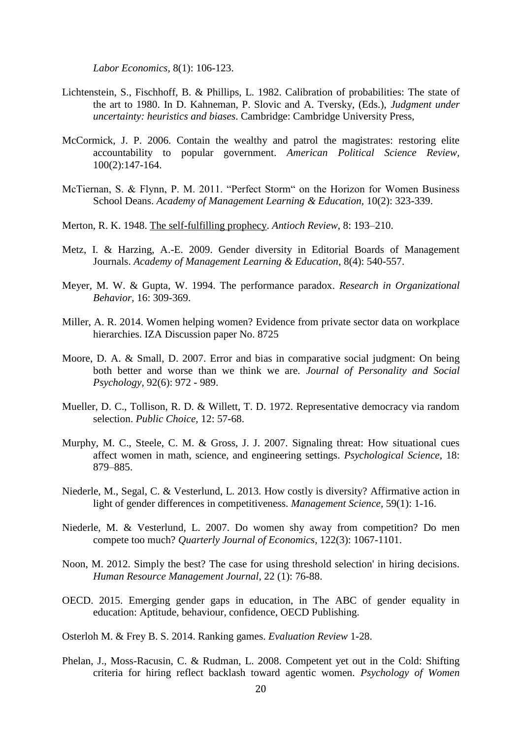*Labor Economics*, 8(1): 106-123.

Lichtenstein, S., Fischhoff, B. & Phillips, L. 1982. Calibration of probabilities: The state of the art to 1980. In D. Kahneman, P. Slovic and A. Tversky, (Eds.), *Judgment under uncertainty: heuristics and biases*. Cambridge: Cambridge University Press,

McCormick, J. P. 2006. Contain the wealthy and patrol the magistrates: restoring elite accountability to popular government. *American Political Science Review*, 100(2):147-164.

McTiernan, S. & Flynn, P. M. 2011. "Perfect Storm" on the Horizon for Women Business School Deans. *Academy of Management Learning & Education*, 10(2): 323-339.

Merton, R. K. 1948. The self-fulfilling prophecy. *Antioch Review*, 8: 193–210.

Metz, I. & Harzing, A.-E. 2009. Gender diversity in Editorial Boards of Management Journals. *Academy of Management Learning & Education*, 8(4): 540-557.

Meyer, M. W. & Gupta, W. 1994. The performance paradox. *Research in Organizational Behavior*, 16: 309-369.

Miller, A. R. 2014. Women helping women? Evidence from private sector data on workplace hierarchies. IZA Discussion paper No. 8725

Moore, D. A. & Small, D. 2007. Error and bias in comparative social judgment: On being both better and worse than we think we are. *Journal of Personality and Social Psychology*, 92(6): 972 - 989.

Mueller, D. C., Tollison, R. D. & Willett, T. D. 1972. Representative democracy via random selection. *Public Choice*, 12: 57-68.

Murphy, M. C., Steele, C. M. & Gross, J. J. 2007. Signaling threat: How situational cues affect women in math, science, and engineering settings. *Psychological Science*, 18: 879–885.

Niederle, M., Segal, C. & Vesterlund, L. 2013. How costly is diversity? Affirmative action in light of gender differences in competitiveness. *Management Science*, 59(1): 1-16.

Niederle, M. & Vesterlund, L. 2007. Do women shy away from competition? Do men compete too much? *Quarterly Journal of Economics*, 122(3): 1067-1101.

Noon, M. 2012. Simply the best? The case for using threshold selection' in hiring decisions. *Human Resource Management Journal*, 22 (1): 76-88.

OECD. 2015. Emerging gender gaps in education, in The ABC of gender equality in education: Aptitude, behaviour, confidence, OECD Publishing.

Osterloh M. & Frey B. S. 2014. Ranking games. *Evaluation Review* 1-28.

Phelan, J., Moss-Racusin, C. & Rudman, L. 2008. Competent yet out in the Cold: Shifting criteria for hiring reflect backlash toward agentic women. *Psychology of Women*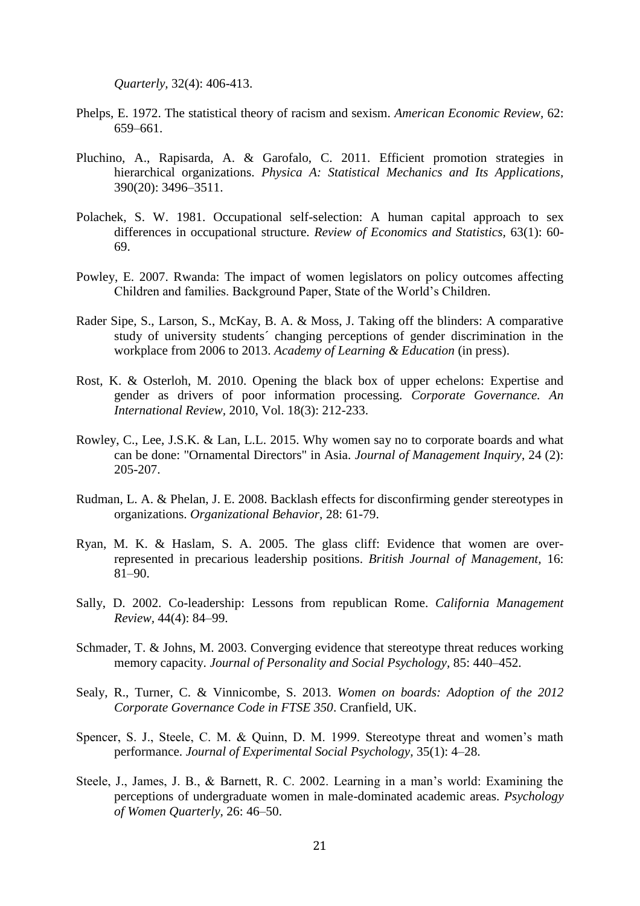*Quarterly,* 32(4): 406-413.

Phelps, E. 1972. The statistical theory of racism and sexism. *American Economic Review,* 62: 659–661.

Pluchino, A., Rapisarda, A. & Garofalo, C. 2011. Efficient promotion strategies in hierarchical organizations. *Physica A: Statistical Mechanics and Its Applications,* 390(20): 3496–3511.

Polachek, S. W. 1981. Occupational self-selection: A human capital approach to sex differences in occupational structure. *Review of Economics and Statistics,* 63(1): 60-69.

Powley, E. 2007. Rwanda: The impact of women legislators on policy outcomes affecting Children and families. Background Paper, State of the World's Children.

Rader Sipe, S., Larson, S., McKay, B. A. & Moss, J. Taking off the blinders: A comparative study of university students´ changing perceptions of gender discrimination in the workplace from 2006 to 2013. *Academy of Learning & Education* (in press).

Rost, K. & Osterloh, M. 2010. Opening the black box of upper echelons: Expertise and gender as drivers of poor information processing. *Corporate Governance. An International Review,* 2010, Vol. 18(3): 212-233.

Rowley, C., Lee, J.S.K. & Lan, L.L. 2015. Why women say no to corporate boards and what can be done: "Ornamental Directors" in Asia. *Journal of Management Inquiry*, 24 (2): 205-207.

Rudman, L. A. & Phelan, J. E. 2008. Backlash effects for disconfirming gender stereotypes in organizations. *Organizational Behavior,* 28: 61-79.

Ryan, M. K. & Haslam, S. A. 2005. The glass cliff: Evidence that women are over-represented in precarious leadership positions. *British Journal of Management,* 16: 81–90.

Sally, D. 2002. Co-leadership: Lessons from republican Rome. *California Management Review,* 44(4): 84–99.

Schmader, T. & Johns, M. 2003. Converging evidence that stereotype threat reduces working memory capacity. *Journal of Personality and Social Psychology,* 85: 440–452.

Sealy, R., Turner, C. & Vinnicombe, S. 2013. *Women on boards: Adoption of the 2012 Corporate Governance Code in FTSE 350*. Cranfield, UK.

Spencer, S. J., Steele, C. M. & Quinn, D. M. 1999. Stereotype threat and women's math performance. *Journal of Experimental Social Psychology,* 35(1): 4–28.

Steele, J., James, J. B., & Barnett, R. C. 2002. Learning in a man's world: Examining the perceptions of undergraduate women in male-dominated academic areas. *Psychology of Women Quarterly,* 26: 46–50.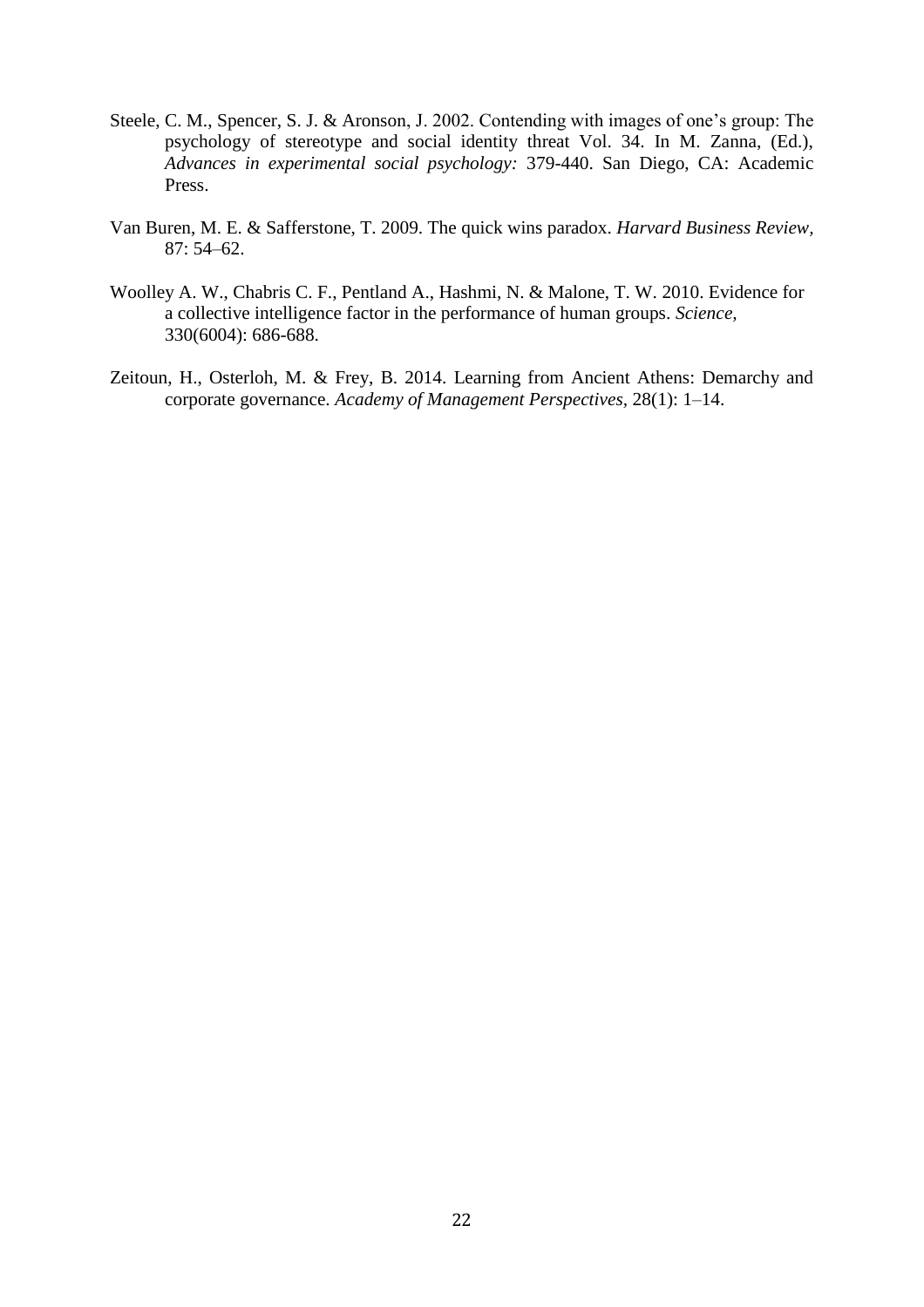Steele, C. M., Spencer, S. J. & Aronson, J. 2002. Contending with images of one's group: The psychology of stereotype and social identity threat Vol. 34. In M. Zanna, (Ed.), *Advances in experimental social psychology:* 379-440. San Diego, CA: Academic Press.

Van Buren, M. E. & Safferstone, T. 2009. The quick wins paradox. *Harvard Business Review,* 87: 54–62.

Woolley A. W., Chabris C. F., Pentland A., Hashmi, N. & Malone, T. W. 2010. Evidence for a collective intelligence factor in the performance of human groups. *Science,* 330(6004): 686-688.

Zeitoun, H., Osterloh, M. & Frey, B. 2014. Learning from Ancient Athens: Demarchy and corporate governance. *Academy of Management Perspectives,* 28(1): 1–14.